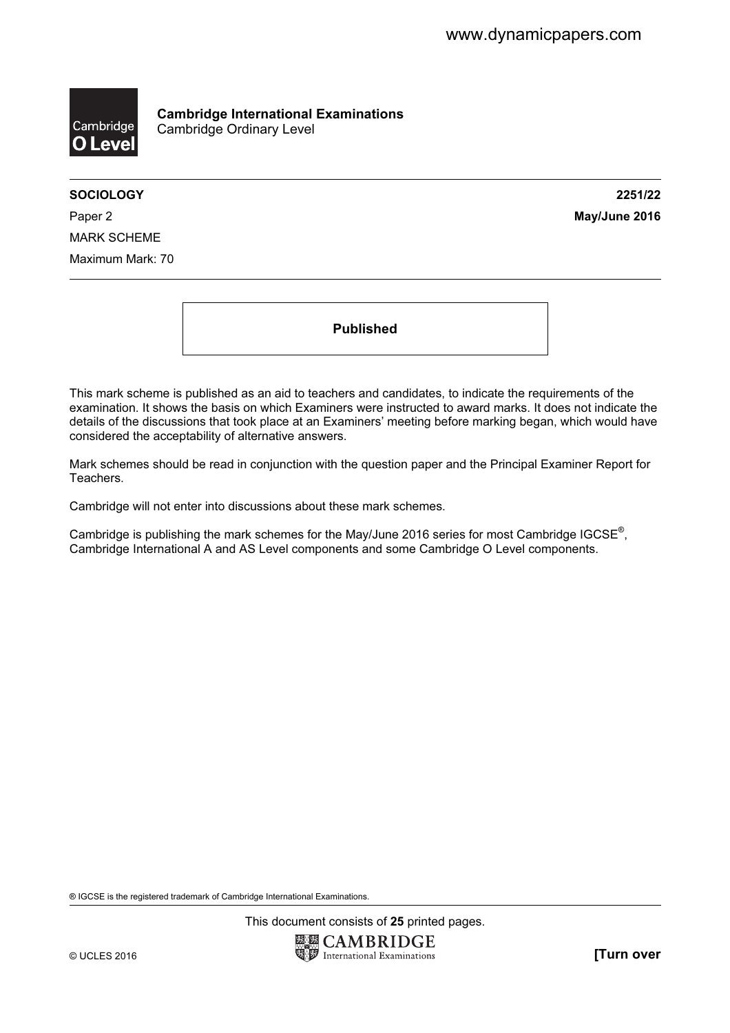www.dynamicpapers.com

**Cambridge International Examinations**
Cambridge Ordinary Level

**SOCIOLOGY** **2251/22**

Paper 2 **May/June 2016**

MARK SCHEME

Maximum Mark: 70

**Published**

This mark scheme is published as an aid to teachers and candidates, to indicate the requirements of the examination. It shows the basis on which Examiners were instructed to award marks. It does not indicate the details of the discussions that took place at an Examiners' meeting before marking began, which would have considered the acceptability of alternative answers.

Mark schemes should be read in conjunction with the question paper and the Principal Examiner Report for Teachers.

Cambridge will not enter into discussions about these mark schemes.

Cambridge is publishing the mark schemes for the May/June 2016 series for most Cambridge IGCSE®, Cambridge International A and AS Level components and some Cambridge O Level components.

® IGCSE is the registered trademark of Cambridge International Examinations.

This document consists of **25** printed pages.

© UCLES 2016 **[Turn over**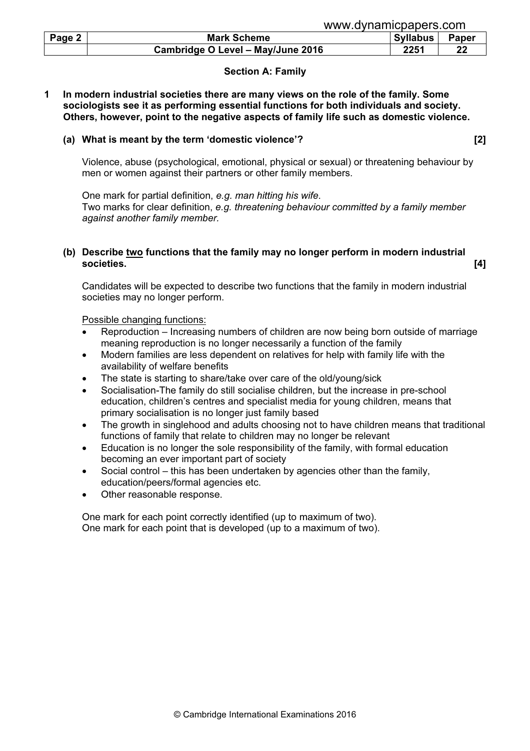## Section A: Family

**1 In modern industrial societies there are many views on the role of the family. Some sociologists see it as performing essential functions for both individuals and society. Others, however, point to the negative aspects of family life such as domestic violence.**

**(a) What is meant by the term 'domestic violence'? [2]**

Violence, abuse (psychological, emotional, physical or sexual) or threatening behaviour by men or women against their partners or other family members.

One mark for partial definition, *e.g. man hitting his wife*.
Two marks for clear definition, *e.g. threatening behaviour committed by a family member against another family member.*

**(b) Describe two functions that the family may no longer perform in modern industrial societies. [4]**

Candidates will be expected to describe two functions that the family in modern industrial societies may no longer perform.

Possible changing functions:

- Reproduction – Increasing numbers of children are now being born outside of marriage meaning reproduction is no longer necessarily a function of the family
- Modern families are less dependent on relatives for help with family life with the availability of welfare benefits
- The state is starting to share/take over care of the old/young/sick
- Socialisation-The family do still socialise children, but the increase in pre-school education, children's centres and specialist media for young children, means that primary socialisation is no longer just family based
- The growth in singlehood and adults choosing not to have children means that traditional functions of family that relate to children may no longer be relevant
- Education is no longer the sole responsibility of the family, with formal education becoming an ever important part of society
- Social control – this has been undertaken by agencies other than the family, education/peers/formal agencies etc.
- Other reasonable response.

One mark for each point correctly identified (up to maximum of two).
One mark for each point that is developed (up to a maximum of two).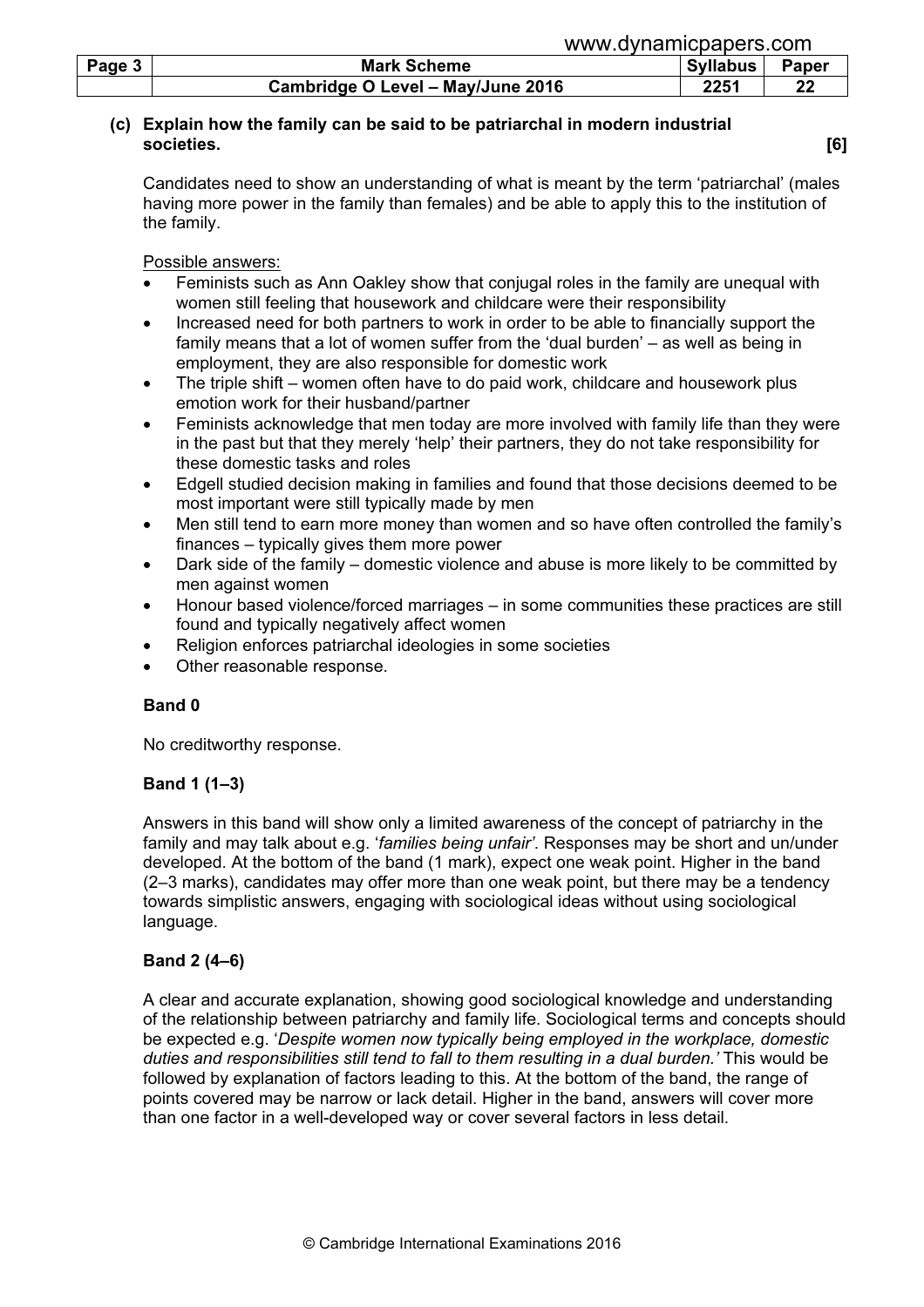**(c) Explain how the family can be said to be patriarchal in modern industrial societies. [6]**

Candidates need to show an understanding of what is meant by the term 'patriarchal' (males having more power in the family than females) and be able to apply this to the institution of the family.

Possible answers:

- Feminists such as Ann Oakley show that conjugal roles in the family are unequal with women still feeling that housework and childcare were their responsibility
- Increased need for both partners to work in order to be able to financially support the family means that a lot of women suffer from the 'dual burden' – as well as being in employment, they are also responsible for domestic work
- The triple shift – women often have to do paid work, childcare and housework plus emotion work for their husband/partner
- Feminists acknowledge that men today are more involved with family life than they were in the past but that they merely 'help' their partners, they do not take responsibility for these domestic tasks and roles
- Edgell studied decision making in families and found that those decisions deemed to be most important were still typically made by men
- Men still tend to earn more money than women and so have often controlled the family's finances – typically gives them more power
- Dark side of the family – domestic violence and abuse is more likely to be committed by men against women
- Honour based violence/forced marriages – in some communities these practices are still found and typically negatively affect women
- Religion enforces patriarchal ideologies in some societies
- Other reasonable response.

**Band 0**

No creditworthy response.

**Band 1 (1–3)**

Answers in this band will show only a limited awareness of the concept of patriarchy in the family and may talk about e.g. '*families being unfair*'. Responses may be short and un/under developed. At the bottom of the band (1 mark), expect one weak point. Higher in the band (2–3 marks), candidates may offer more than one weak point, but there may be a tendency towards simplistic answers, engaging with sociological ideas without using sociological language.

**Band 2 (4–6)**

A clear and accurate explanation, showing good sociological knowledge and understanding of the relationship between patriarchy and family life. Sociological terms and concepts should be expected e.g. '*Despite women now typically being employed in the workplace, domestic duties and responsibilities still tend to fall to them resulting in a dual burden.*' This would be followed by explanation of factors leading to this. At the bottom of the band, the range of points covered may be narrow or lack detail. Higher in the band, answers will cover more than one factor in a well-developed way or cover several factors in less detail.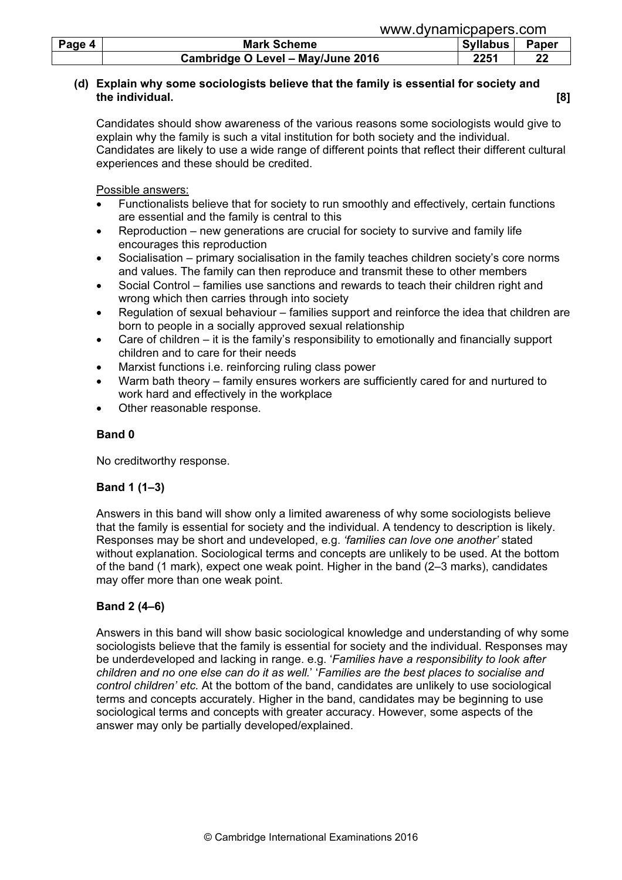**(d) Explain why some sociologists believe that the family is essential for society and the individual. [8]**

Candidates should show awareness of the various reasons some sociologists would give to explain why the family is such a vital institution for both society and the individual. Candidates are likely to use a wide range of different points that reflect their different cultural experiences and these should be credited.

Possible answers:

- Functionalists believe that for society to run smoothly and effectively, certain functions are essential and the family is central to this
- Reproduction – new generations are crucial for society to survive and family life encourages this reproduction
- Socialisation – primary socialisation in the family teaches children society's core norms and values. The family can then reproduce and transmit these to other members
- Social Control – families use sanctions and rewards to teach their children right and wrong which then carries through into society
- Regulation of sexual behaviour – families support and reinforce the idea that children are born to people in a socially approved sexual relationship
- Care of children – it is the family's responsibility to emotionally and financially support children and to care for their needs
- Marxist functions i.e. reinforcing ruling class power
- Warm bath theory – family ensures workers are sufficiently cared for and nurtured to work hard and effectively in the workplace
- Other reasonable response.

**Band 0**

No creditworthy response.

**Band 1 (1–3)**

Answers in this band will show only a limited awareness of why some sociologists believe that the family is essential for society and the individual. A tendency to description is likely. Responses may be short and undeveloped, e.g. *'families can love one another'* stated without explanation. Sociological terms and concepts are unlikely to be used. At the bottom of the band (1 mark), expect one weak point. Higher in the band (2–3 marks), candidates may offer more than one weak point.

**Band 2 (4–6)**

Answers in this band will show basic sociological knowledge and understanding of why some sociologists believe that the family is essential for society and the individual. Responses may be underdeveloped and lacking in range. e.g. '*Families have a responsibility to look after children and no one else can do it as well.*' '*Families are the best places to socialise and control children' etc.* At the bottom of the band, candidates are unlikely to use sociological terms and concepts accurately. Higher in the band, candidates may be beginning to use sociological terms and concepts with greater accuracy. However, some aspects of the answer may only be partially developed/explained.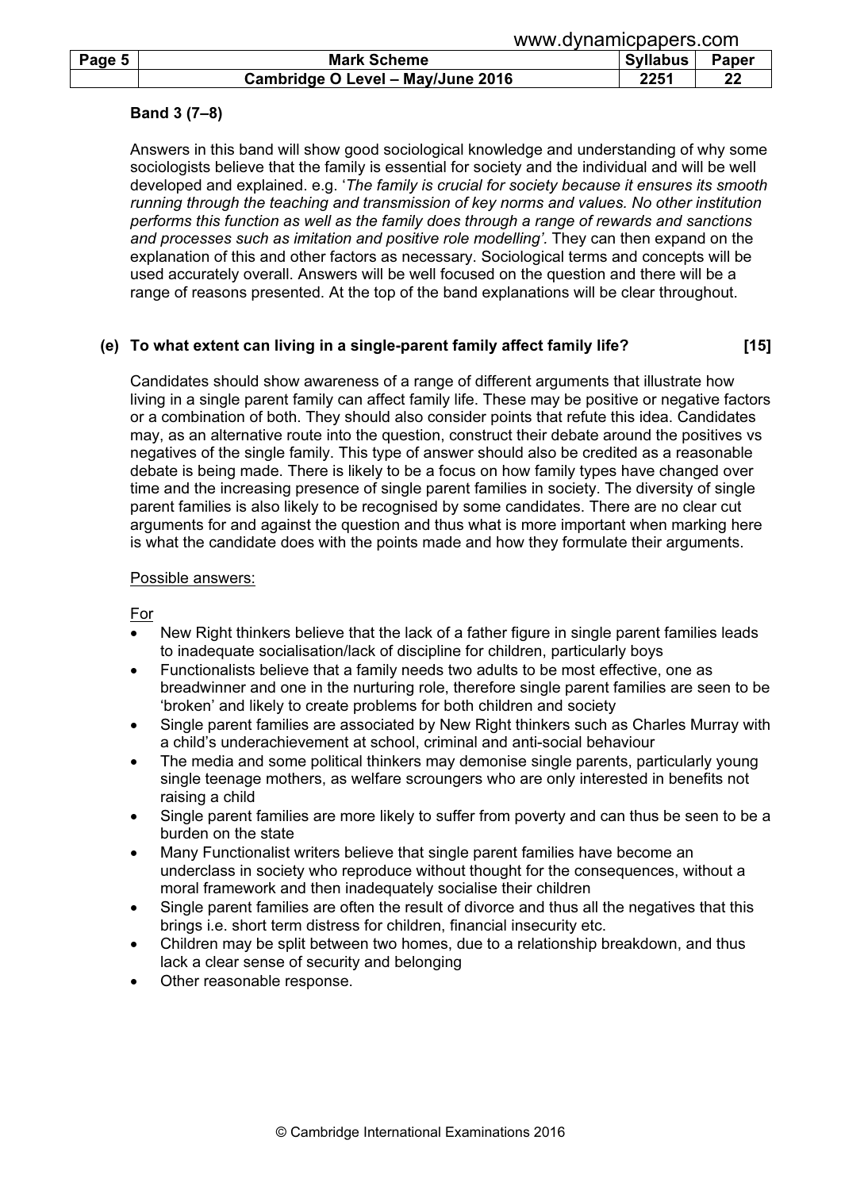**Band 3 (7–8)**

Answers in this band will show good sociological knowledge and understanding of why some sociologists believe that the family is essential for society and the individual and will be well developed and explained. e.g. '*The family is crucial for society because it ensures its smooth running through the teaching and transmission of key norms and values. No other institution performs this function as well as the family does through a range of rewards and sanctions and processes such as imitation and positive role modelling'.* They can then expand on the explanation of this and other factors as necessary. Sociological terms and concepts will be used accurately overall. Answers will be well focused on the question and there will be a range of reasons presented. At the top of the band explanations will be clear throughout.

**(e) To what extent can living in a single-parent family affect family life? [15]**

Candidates should show awareness of a range of different arguments that illustrate how living in a single parent family can affect family life. These may be positive or negative factors or a combination of both. They should also consider points that refute this idea. Candidates may, as an alternative route into the question, construct their debate around the positives vs negatives of the single family. This type of answer should also be credited as a reasonable debate is being made. There is likely to be a focus on how family types have changed over time and the increasing presence of single parent families in society. The diversity of single parent families is also likely to be recognised by some candidates. There are no clear cut arguments for and against the question and thus what is more important when marking here is what the candidate does with the points made and how they formulate their arguments.

Possible answers:

For

- New Right thinkers believe that the lack of a father figure in single parent families leads to inadequate socialisation/lack of discipline for children, particularly boys
- Functionalists believe that a family needs two adults to be most effective, one as breadwinner and one in the nurturing role, therefore single parent families are seen to be 'broken' and likely to create problems for both children and society
- Single parent families are associated by New Right thinkers such as Charles Murray with a child's underachievement at school, criminal and anti-social behaviour
- The media and some political thinkers may demonise single parents, particularly young single teenage mothers, as welfare scroungers who are only interested in benefits not raising a child
- Single parent families are more likely to suffer from poverty and can thus be seen to be a burden on the state
- Many Functionalist writers believe that single parent families have become an underclass in society who reproduce without thought for the consequences, without a moral framework and then inadequately socialise their children
- Single parent families are often the result of divorce and thus all the negatives that this brings i.e. short term distress for children, financial insecurity etc.
- Children may be split between two homes, due to a relationship breakdown, and thus lack a clear sense of security and belonging
- Other reasonable response.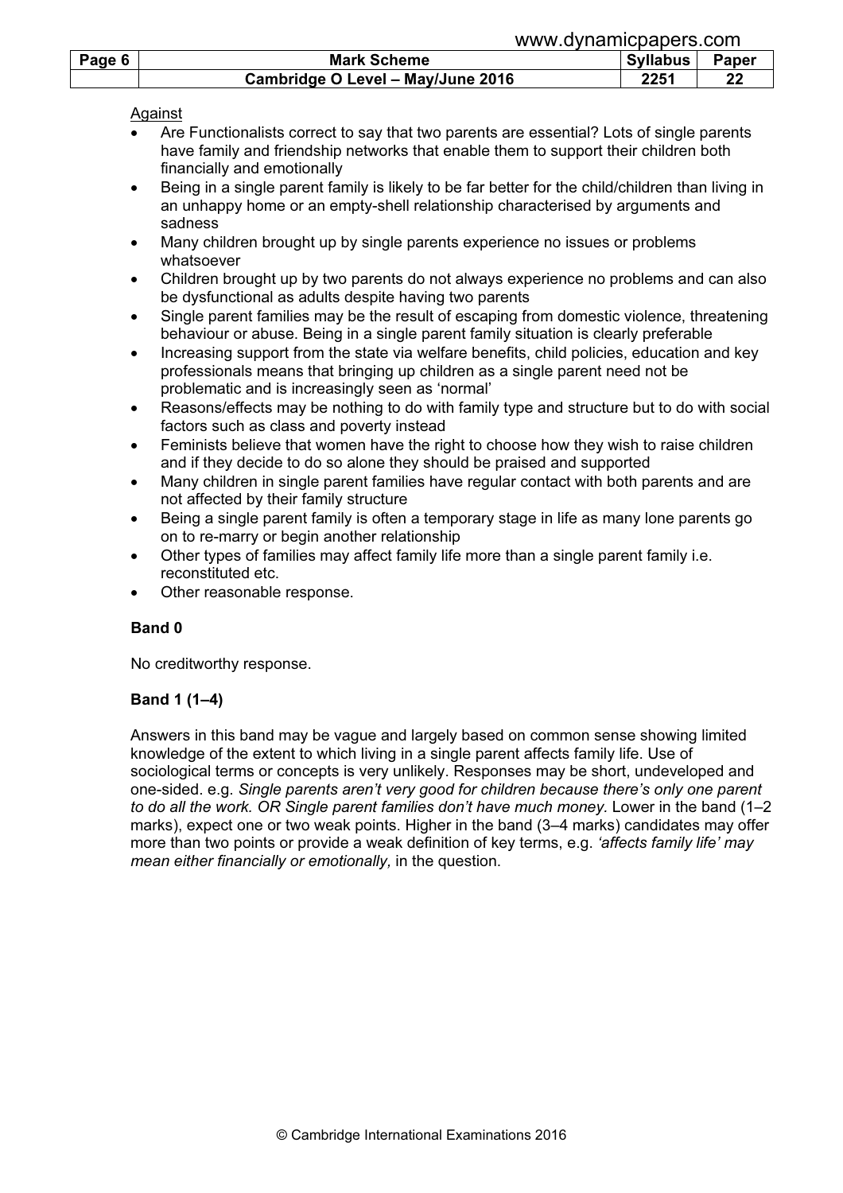<u>Against</u>

- Are Functionalists correct to say that two parents are essential? Lots of single parents have family and friendship networks that enable them to support their children both financially and emotionally
- Being in a single parent family is likely to be far better for the child/children than living in an unhappy home or an empty-shell relationship characterised by arguments and sadness
- Many children brought up by single parents experience no issues or problems whatsoever
- Children brought up by two parents do not always experience no problems and can also be dysfunctional as adults despite having two parents
- Single parent families may be the result of escaping from domestic violence, threatening behaviour or abuse. Being in a single parent family situation is clearly preferable
- Increasing support from the state via welfare benefits, child policies, education and key professionals means that bringing up children as a single parent need not be problematic and is increasingly seen as 'normal'
- Reasons/effects may be nothing to do with family type and structure but to do with social factors such as class and poverty instead
- Feminists believe that women have the right to choose how they wish to raise children and if they decide to do so alone they should be praised and supported
- Many children in single parent families have regular contact with both parents and are not affected by their family structure
- Being a single parent family is often a temporary stage in life as many lone parents go on to re-marry or begin another relationship
- Other types of families may affect family life more than a single parent family i.e. reconstituted etc.
- Other reasonable response.

**Band 0**

No creditworthy response.

**Band 1 (1–4)**

Answers in this band may be vague and largely based on common sense showing limited knowledge of the extent to which living in a single parent affects family life. Use of sociological terms or concepts is very unlikely. Responses may be short, undeveloped and one-sided. e.g. *Single parents aren't very good for children because there's only one parent to do all the work. OR Single parent families don't have much money.* Lower in the band (1–2 marks), expect one or two weak points. Higher in the band (3–4 marks) candidates may offer more than two points or provide a weak definition of key terms, e.g. *'affects family life' may mean either financially or emotionally,* in the question.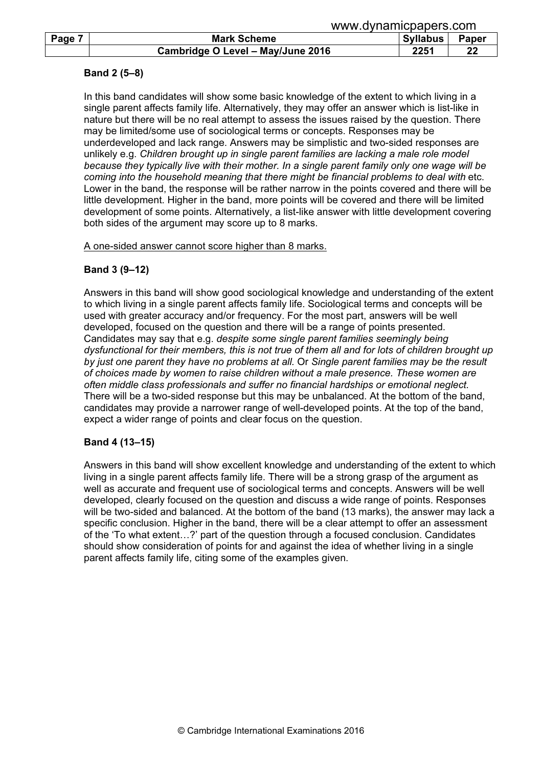**Band 2 (5–8)**

In this band candidates will show some basic knowledge of the extent to which living in a single parent affects family life. Alternatively, they may offer an answer which is list-like in nature but there will be no real attempt to assess the issues raised by the question. There may be limited/some use of sociological terms or concepts. Responses may be underdeveloped and lack range. Answers may be simplistic and two-sided responses are unlikely e.g. *Children brought up in single parent families are lacking a male role model because they typically live with their mother. In a single parent family only one wage will be coming into the household meaning that there might be financial problems to deal with* etc. Lower in the band, the response will be rather narrow in the points covered and there will be little development. Higher in the band, more points will be covered and there will be limited development of some points. Alternatively, a list-like answer with little development covering both sides of the argument may score up to 8 marks.

<u>A one-sided answer cannot score higher than 8 marks.</u>

**Band 3 (9–12)**

Answers in this band will show good sociological knowledge and understanding of the extent to which living in a single parent affects family life. Sociological terms and concepts will be used with greater accuracy and/or frequency. For the most part, answers will be well developed, focused on the question and there will be a range of points presented. Candidates may say that e.g. *despite some single parent families seemingly being dysfunctional for their members, this is not true of them all and for lots of children brought up by just one parent they have no problems at all.* Or *Single parent families may be the result of choices made by women to raise children without a male presence. These women are often middle class professionals and suffer no financial hardships or emotional neglect.* There will be a two-sided response but this may be unbalanced. At the bottom of the band, candidates may provide a narrower range of well-developed points. At the top of the band, expect a wider range of points and clear focus on the question.

**Band 4 (13–15)**

Answers in this band will show excellent knowledge and understanding of the extent to which living in a single parent affects family life. There will be a strong grasp of the argument as well as accurate and frequent use of sociological terms and concepts. Answers will be well developed, clearly focused on the question and discuss a wide range of points. Responses will be two-sided and balanced. At the bottom of the band (13 marks), the answer may lack a specific conclusion. Higher in the band, there will be a clear attempt to offer an assessment of the 'To what extent…?' part of the question through a focused conclusion. Candidates should show consideration of points for and against the idea of whether living in a single parent affects family life, citing some of the examples given.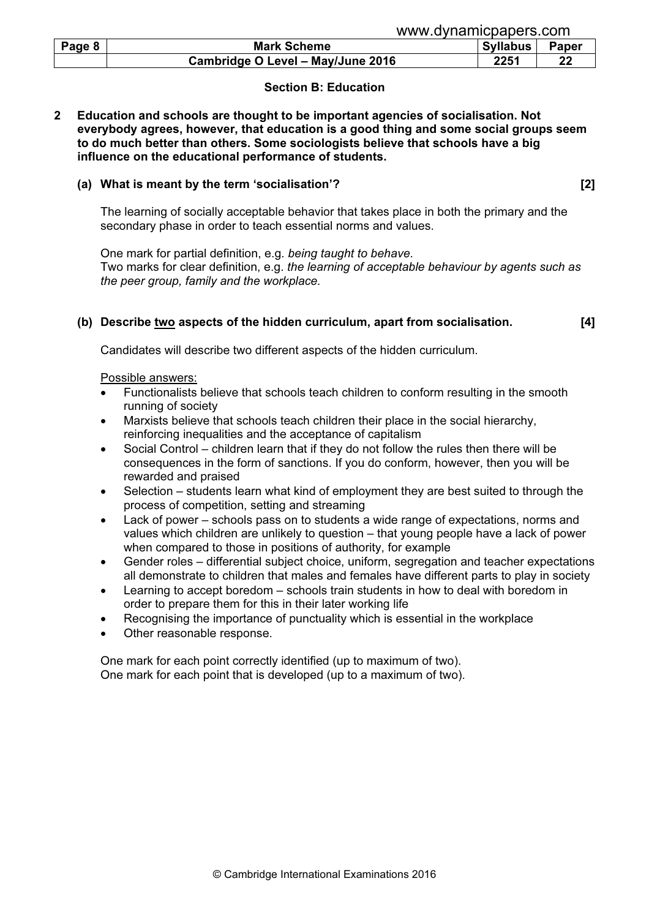## Section B: Education

**2 Education and schools are thought to be important agencies of socialisation. Not everybody agrees, however, that education is a good thing and some social groups seem to do much better than others. Some sociologists believe that schools have a big influence on the educational performance of students.**

**(a) What is meant by the term 'socialisation'? [2]**

The learning of socially acceptable behavior that takes place in both the primary and the secondary phase in order to teach essential norms and values.

One mark for partial definition, e.g. *being taught to behave.*
Two marks for clear definition, e.g. *the learning of acceptable behaviour by agents such as the peer group, family and the workplace.*

**(b) Describe two aspects of the hidden curriculum, apart from socialisation. [4]**

Candidates will describe two different aspects of the hidden curriculum.

Possible answers:

- Functionalists believe that schools teach children to conform resulting in the smooth running of society
- Marxists believe that schools teach children their place in the social hierarchy, reinforcing inequalities and the acceptance of capitalism
- Social Control – children learn that if they do not follow the rules then there will be consequences in the form of sanctions. If you do conform, however, then you will be rewarded and praised
- Selection – students learn what kind of employment they are best suited to through the process of competition, setting and streaming
- Lack of power – schools pass on to students a wide range of expectations, norms and values which children are unlikely to question – that young people have a lack of power when compared to those in positions of authority, for example
- Gender roles – differential subject choice, uniform, segregation and teacher expectations all demonstrate to children that males and females have different parts to play in society
- Learning to accept boredom – schools train students in how to deal with boredom in order to prepare them for this in their later working life
- Recognising the importance of punctuality which is essential in the workplace
- Other reasonable response.

One mark for each point correctly identified (up to maximum of two).
One mark for each point that is developed (up to a maximum of two).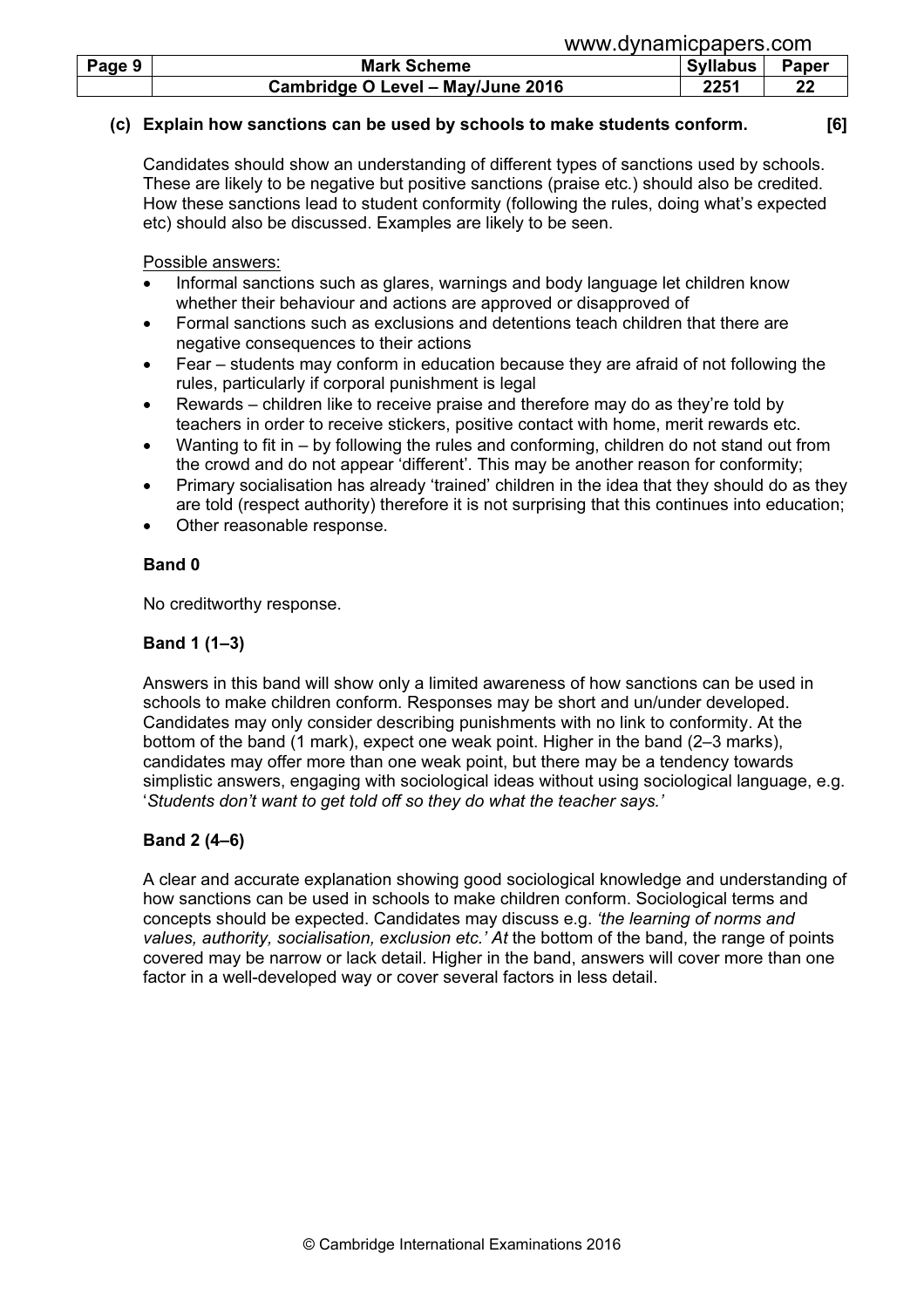**(c) Explain how sanctions can be used by schools to make students conform. [6]**

Candidates should show an understanding of different types of sanctions used by schools. These are likely to be negative but positive sanctions (praise etc.) should also be credited. How these sanctions lead to student conformity (following the rules, doing what's expected etc) should also be discussed. Examples are likely to be seen.

Possible answers:

- Informal sanctions such as glares, warnings and body language let children know whether their behaviour and actions are approved or disapproved of
- Formal sanctions such as exclusions and detentions teach children that there are negative consequences to their actions
- Fear – students may conform in education because they are afraid of not following the rules, particularly if corporal punishment is legal
- Rewards – children like to receive praise and therefore may do as they're told by teachers in order to receive stickers, positive contact with home, merit rewards etc.
- Wanting to fit in – by following the rules and conforming, children do not stand out from the crowd and do not appear 'different'. This may be another reason for conformity;
- Primary socialisation has already 'trained' children in the idea that they should do as they are told (respect authority) therefore it is not surprising that this continues into education;
- Other reasonable response.

**Band 0**

No creditworthy response.

**Band 1 (1–3)**

Answers in this band will show only a limited awareness of how sanctions can be used in schools to make children conform. Responses may be short and un/under developed. Candidates may only consider describing punishments with no link to conformity. At the bottom of the band (1 mark), expect one weak point. Higher in the band (2–3 marks), candidates may offer more than one weak point, but there may be a tendency towards simplistic answers, engaging with sociological ideas without using sociological language, e.g. '*Students don't want to get told off so they do what the teacher says.*'

**Band 2 (4–6)**

A clear and accurate explanation showing good sociological knowledge and understanding of how sanctions can be used in schools to make children conform. Sociological terms and concepts should be expected. Candidates may discuss e.g. *'the learning of norms and values, authority, socialisation, exclusion etc.' At* the bottom of the band, the range of points covered may be narrow or lack detail. Higher in the band, answers will cover more than one factor in a well-developed way or cover several factors in less detail.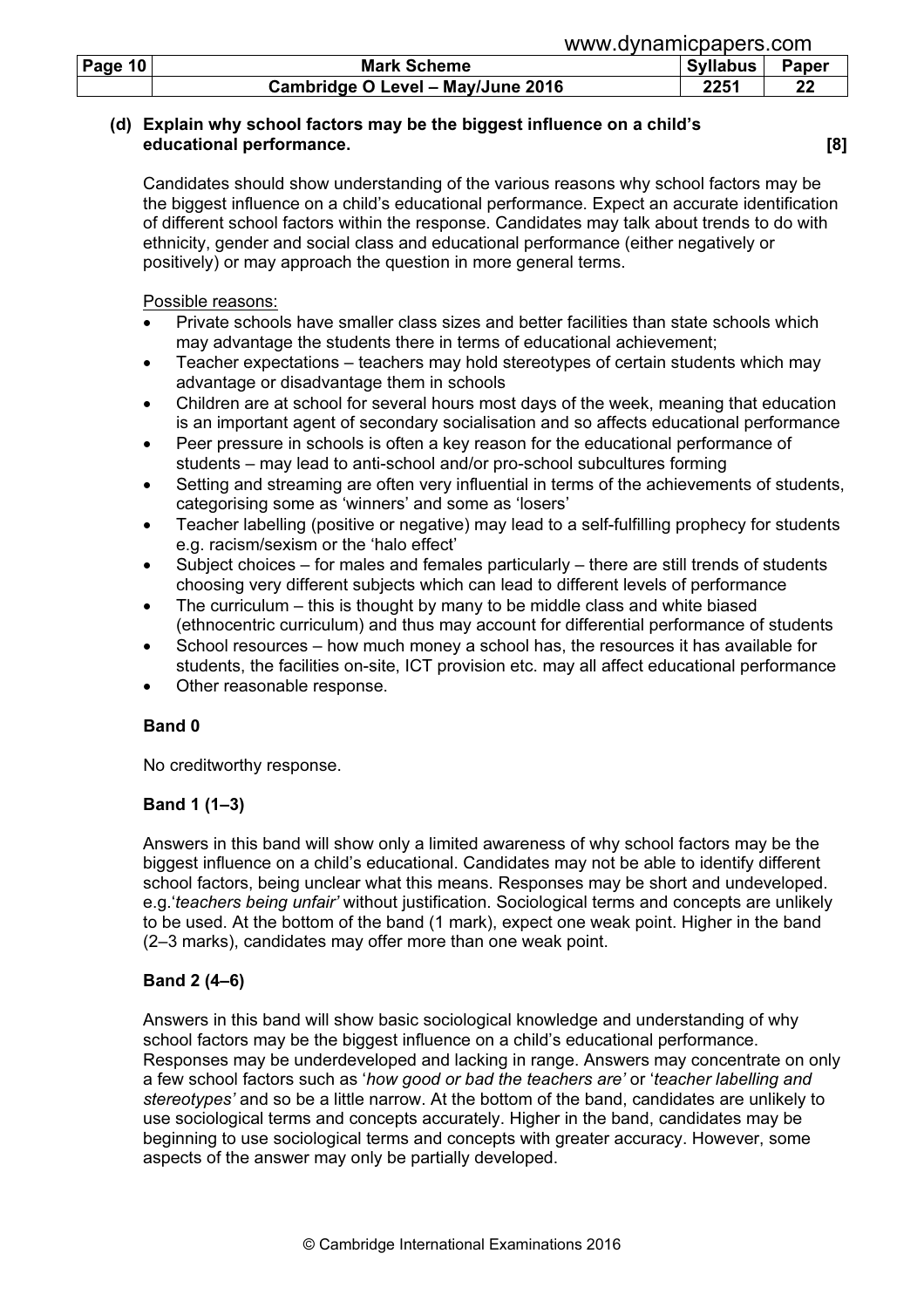**(d) Explain why school factors may be the biggest influence on a child's educational performance. [8]**

Candidates should show understanding of the various reasons why school factors may be the biggest influence on a child's educational performance. Expect an accurate identification of different school factors within the response. Candidates may talk about trends to do with ethnicity, gender and social class and educational performance (either negatively or positively) or may approach the question in more general terms.

Possible reasons:

- Private schools have smaller class sizes and better facilities than state schools which may advantage the students there in terms of educational achievement;
- Teacher expectations – teachers may hold stereotypes of certain students which may advantage or disadvantage them in schools
- Children are at school for several hours most days of the week, meaning that education is an important agent of secondary socialisation and so affects educational performance
- Peer pressure in schools is often a key reason for the educational performance of students – may lead to anti-school and/or pro-school subcultures forming
- Setting and streaming are often very influential in terms of the achievements of students, categorising some as 'winners' and some as 'losers'
- Teacher labelling (positive or negative) may lead to a self-fulfilling prophecy for students e.g. racism/sexism or the 'halo effect'
- Subject choices – for males and females particularly – there are still trends of students choosing very different subjects which can lead to different levels of performance
- The curriculum – this is thought by many to be middle class and white biased (ethnocentric curriculum) and thus may account for differential performance of students
- School resources – how much money a school has, the resources it has available for students, the facilities on-site, ICT provision etc. may all affect educational performance
- Other reasonable response.

**Band 0**

No creditworthy response.

**Band 1 (1–3)**

Answers in this band will show only a limited awareness of why school factors may be the biggest influence on a child's educational. Candidates may not be able to identify different school factors, being unclear what this means. Responses may be short and undeveloped. e.g.'*teachers being unfair'* without justification. Sociological terms and concepts are unlikely to be used. At the bottom of the band (1 mark), expect one weak point. Higher in the band (2–3 marks), candidates may offer more than one weak point.

**Band 2 (4–6)**

Answers in this band will show basic sociological knowledge and understanding of why school factors may be the biggest influence on a child's educational performance. Responses may be underdeveloped and lacking in range. Answers may concentrate on only a few school factors such as '*how good or bad the teachers are'* or '*teacher labelling and stereotypes'* and so be a little narrow. At the bottom of the band, candidates are unlikely to use sociological terms and concepts accurately. Higher in the band, candidates may be beginning to use sociological terms and concepts with greater accuracy. However, some aspects of the answer may only be partially developed.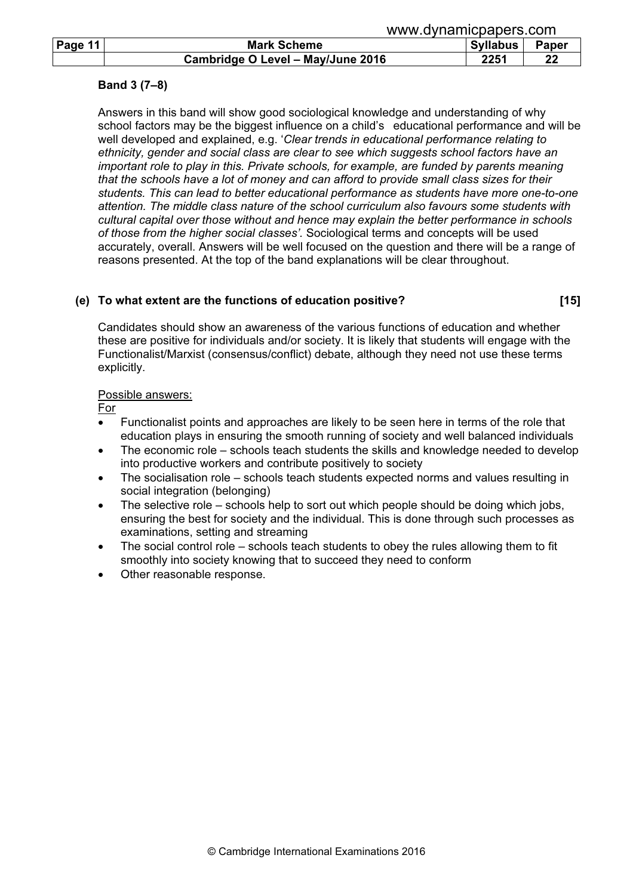**Band 3 (7–8)**

Answers in this band will show good sociological knowledge and understanding of why school factors may be the biggest influence on a child's educational performance and will be well developed and explained, e.g. '*Clear trends in educational performance relating to ethnicity, gender and social class are clear to see which suggests school factors have an important role to play in this. Private schools, for example, are funded by parents meaning that the schools have a lot of money and can afford to provide small class sizes for their students. This can lead to better educational performance as students have more one-to-one attention. The middle class nature of the school curriculum also favours some students with cultural capital over those without and hence may explain the better performance in schools of those from the higher social classes'.* Sociological terms and concepts will be used accurately, overall. Answers will be well focused on the question and there will be a range of reasons presented. At the top of the band explanations will be clear throughout.

**(e) To what extent are the functions of education positive? [15]**

Candidates should show an awareness of the various functions of education and whether these are positive for individuals and/or society. It is likely that students will engage with the Functionalist/Marxist (consensus/conflict) debate, although they need not use these terms explicitly.

Possible answers:

For

- Functionalist points and approaches are likely to be seen here in terms of the role that education plays in ensuring the smooth running of society and well balanced individuals
- The economic role – schools teach students the skills and knowledge needed to develop into productive workers and contribute positively to society
- The socialisation role – schools teach students expected norms and values resulting in social integration (belonging)
- The selective role – schools help to sort out which people should be doing which jobs, ensuring the best for society and the individual. This is done through such processes as examinations, setting and streaming
- The social control role – schools teach students to obey the rules allowing them to fit smoothly into society knowing that to succeed they need to conform
- Other reasonable response.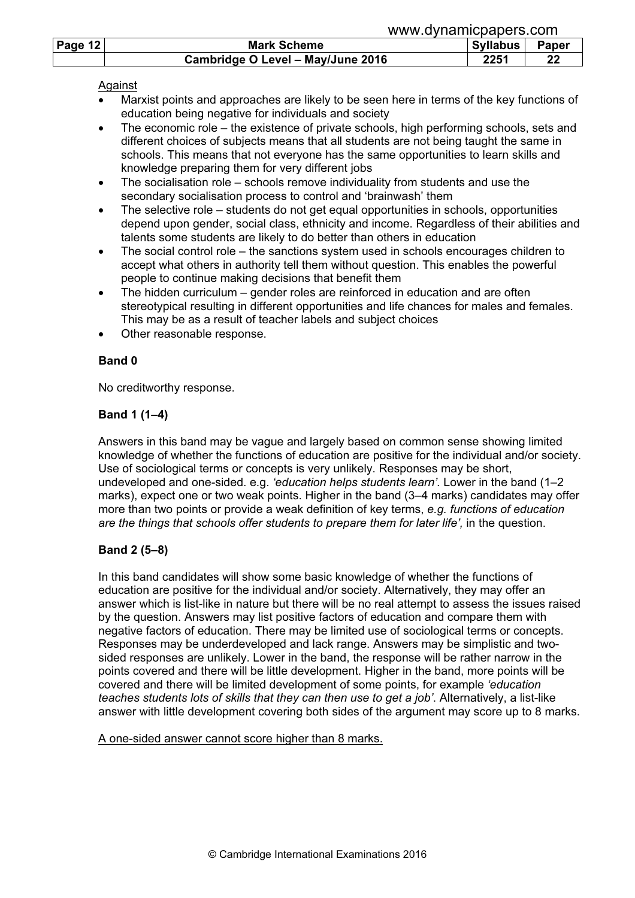<u>Against</u>

- Marxist points and approaches are likely to be seen here in terms of the key functions of education being negative for individuals and society
- The economic role – the existence of private schools, high performing schools, sets and different choices of subjects means that all students are not being taught the same in schools. This means that not everyone has the same opportunities to learn skills and knowledge preparing them for very different jobs
- The socialisation role – schools remove individuality from students and use the secondary socialisation process to control and 'brainwash' them
- The selective role – students do not get equal opportunities in schools, opportunities depend upon gender, social class, ethnicity and income. Regardless of their abilities and talents some students are likely to do better than others in education
- The social control role – the sanctions system used in schools encourages children to accept what others in authority tell them without question. This enables the powerful people to continue making decisions that benefit them
- The hidden curriculum – gender roles are reinforced in education and are often stereotypical resulting in different opportunities and life chances for males and females. This may be as a result of teacher labels and subject choices
- Other reasonable response.

**Band 0**

No creditworthy response.

**Band 1 (1–4)**

Answers in this band may be vague and largely based on common sense showing limited knowledge of whether the functions of education are positive for the individual and/or society. Use of sociological terms or concepts is very unlikely. Responses may be short, undeveloped and one-sided. e.g. *'education helps students learn'*. Lower in the band (1–2 marks), expect one or two weak points. Higher in the band (3–4 marks) candidates may offer more than two points or provide a weak definition of key terms, *e.g. functions of education are the things that schools offer students to prepare them for later life',* in the question.

**Band 2 (5–8)**

In this band candidates will show some basic knowledge of whether the functions of education are positive for the individual and/or society. Alternatively, they may offer an answer which is list-like in nature but there will be no real attempt to assess the issues raised by the question. Answers may list positive factors of education and compare them with negative factors of education. There may be limited use of sociological terms or concepts. Responses may be underdeveloped and lack range. Answers may be simplistic and two-sided responses are unlikely. Lower in the band, the response will be rather narrow in the points covered and there will be little development. Higher in the band, more points will be covered and there will be limited development of some points, for example *'education teaches students lots of skills that they can then use to get a job'*. Alternatively, a list-like answer with little development covering both sides of the argument may score up to 8 marks.

<u>A one-sided answer cannot score higher than 8 marks.</u>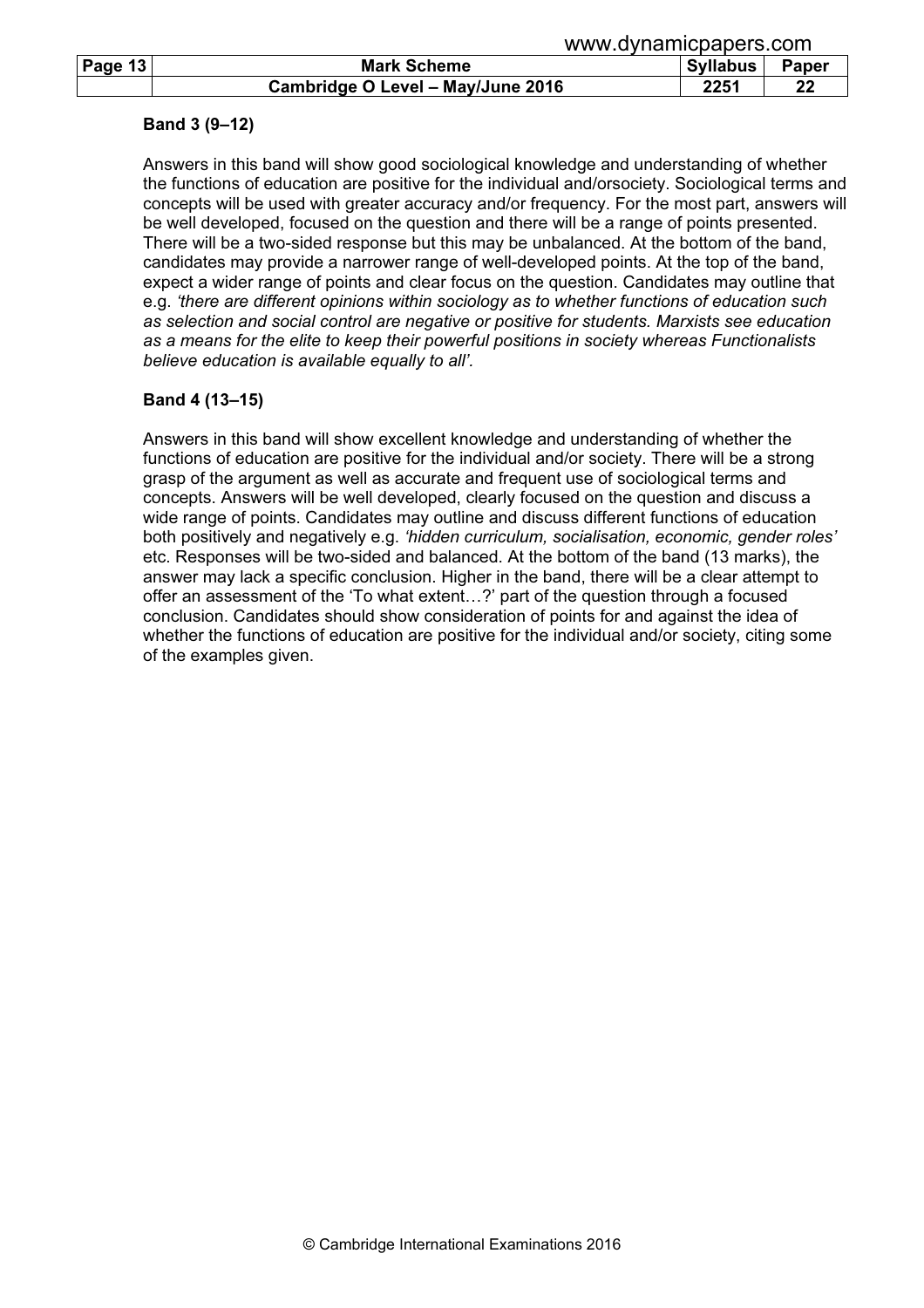**Band 3 (9–12)**

Answers in this band will show good sociological knowledge and understanding of whether the functions of education are positive for the individual and/orsociety. Sociological terms and concepts will be used with greater accuracy and/or frequency. For the most part, answers will be well developed, focused on the question and there will be a range of points presented. There will be a two-sided response but this may be unbalanced. At the bottom of the band, candidates may provide a narrower range of well-developed points. At the top of the band, expect a wider range of points and clear focus on the question. Candidates may outline that e.g. *'there are different opinions within sociology as to whether functions of education such as selection and social control are negative or positive for students. Marxists see education as a means for the elite to keep their powerful positions in society whereas Functionalists believe education is available equally to all'*.

**Band 4 (13–15)**

Answers in this band will show excellent knowledge and understanding of whether the functions of education are positive for the individual and/or society. There will be a strong grasp of the argument as well as accurate and frequent use of sociological terms and concepts. Answers will be well developed, clearly focused on the question and discuss a wide range of points. Candidates may outline and discuss different functions of education both positively and negatively e.g. *'hidden curriculum, socialisation, economic, gender roles'* etc. Responses will be two-sided and balanced. At the bottom of the band (13 marks), the answer may lack a specific conclusion. Higher in the band, there will be a clear attempt to offer an assessment of the 'To what extent…?' part of the question through a focused conclusion. Candidates should show consideration of points for and against the idea of whether the functions of education are positive for the individual and/or society, citing some of the examples given.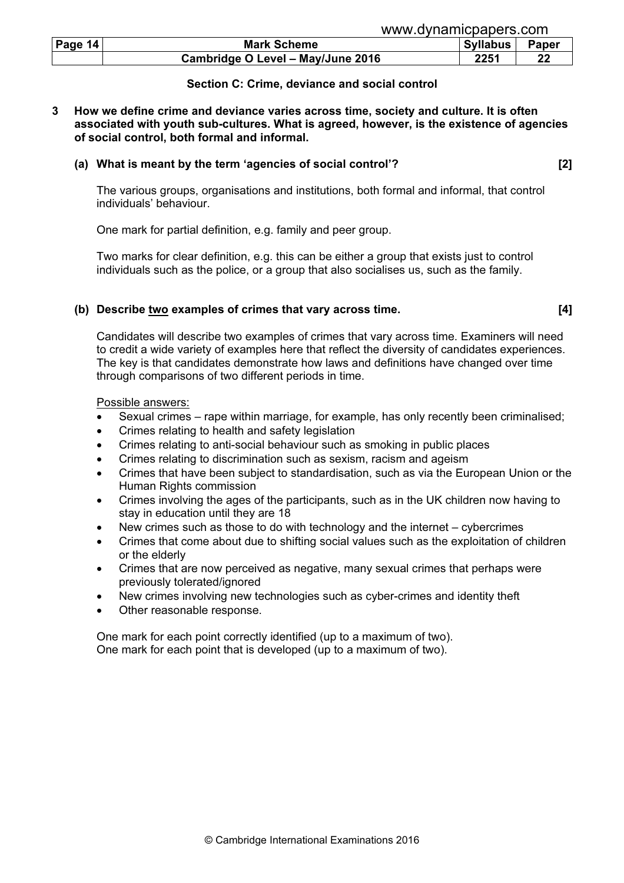## Section C: Crime, deviance and social control

**3 How we define crime and deviance varies across time, society and culture. It is often associated with youth sub-cultures. What is agreed, however, is the existence of agencies of social control, both formal and informal.**

**(a) What is meant by the term 'agencies of social control'? [2]**

The various groups, organisations and institutions, both formal and informal, that control individuals' behaviour.

One mark for partial definition, e.g. family and peer group.

Two marks for clear definition, e.g. this can be either a group that exists just to control individuals such as the police, or a group that also socialises us, such as the family.

**(b) Describe two examples of crimes that vary across time. [4]**

Candidates will describe two examples of crimes that vary across time. Examiners will need to credit a wide variety of examples here that reflect the diversity of candidates experiences. The key is that candidates demonstrate how laws and definitions have changed over time through comparisons of two different periods in time.

Possible answers:

- Sexual crimes – rape within marriage, for example, has only recently been criminalised;
- Crimes relating to health and safety legislation
- Crimes relating to anti-social behaviour such as smoking in public places
- Crimes relating to discrimination such as sexism, racism and ageism
- Crimes that have been subject to standardisation, such as via the European Union or the Human Rights commission
- Crimes involving the ages of the participants, such as in the UK children now having to stay in education until they are 18
- New crimes such as those to do with technology and the internet – cybercrimes
- Crimes that come about due to shifting social values such as the exploitation of children or the elderly
- Crimes that are now perceived as negative, many sexual crimes that perhaps were previously tolerated/ignored
- New crimes involving new technologies such as cyber-crimes and identity theft
- Other reasonable response.

One mark for each point correctly identified (up to a maximum of two).
One mark for each point that is developed (up to a maximum of two).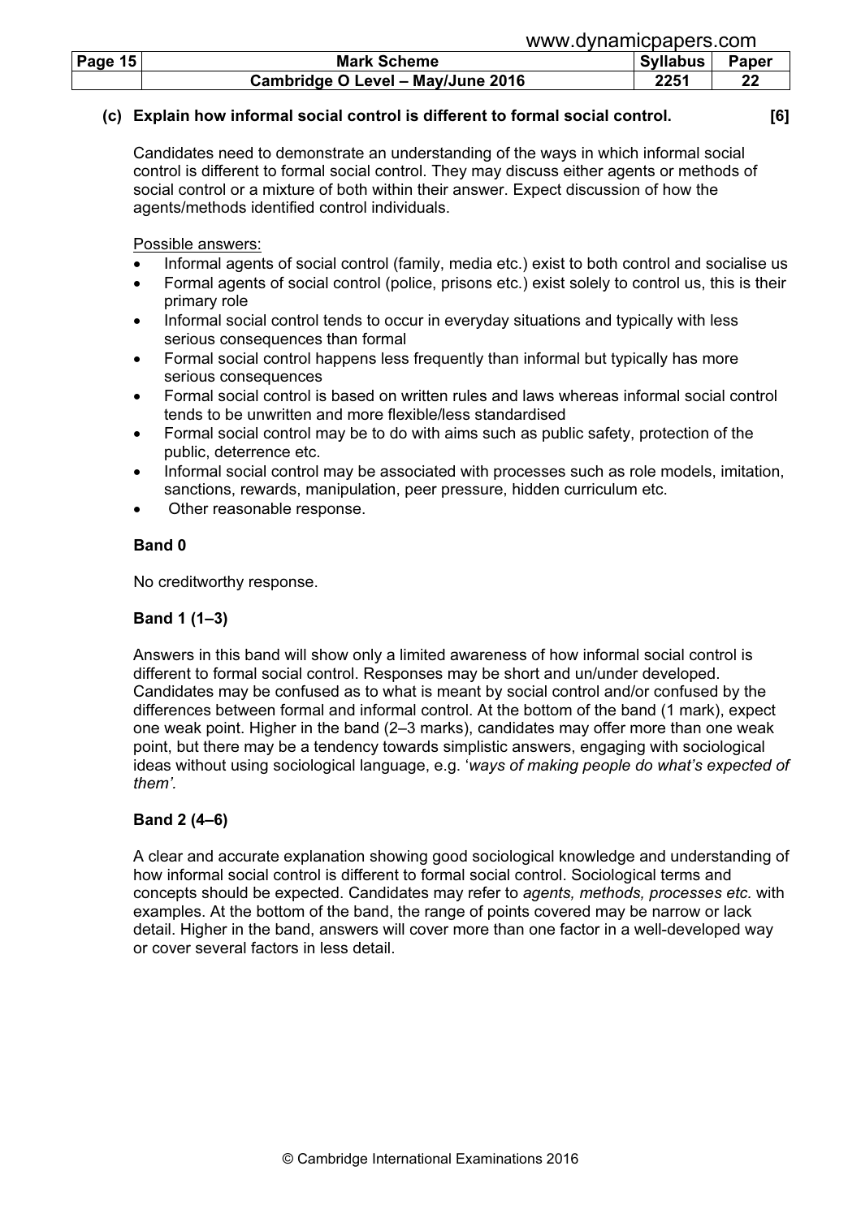**(c) Explain how informal social control is different to formal social control. [6]**

Candidates need to demonstrate an understanding of the ways in which informal social control is different to formal social control. They may discuss either agents or methods of social control or a mixture of both within their answer. Expect discussion of how the agents/methods identified control individuals.

Possible answers:

- Informal agents of social control (family, media etc.) exist to both control and socialise us
- Formal agents of social control (police, prisons etc.) exist solely to control us, this is their primary role
- Informal social control tends to occur in everyday situations and typically with less serious consequences than formal
- Formal social control happens less frequently than informal but typically has more serious consequences
- Formal social control is based on written rules and laws whereas informal social control tends to be unwritten and more flexible/less standardised
- Formal social control may be to do with aims such as public safety, protection of the public, deterrence etc.
- Informal social control may be associated with processes such as role models, imitation, sanctions, rewards, manipulation, peer pressure, hidden curriculum etc.
- Other reasonable response.

**Band 0**

No creditworthy response.

**Band 1 (1–3)**

Answers in this band will show only a limited awareness of how informal social control is different to formal social control. Responses may be short and un/under developed. Candidates may be confused as to what is meant by social control and/or confused by the differences between formal and informal control. At the bottom of the band (1 mark), expect one weak point. Higher in the band (2–3 marks), candidates may offer more than one weak point, but there may be a tendency towards simplistic answers, engaging with sociological ideas without using sociological language, e.g. '*ways of making people do what's expected of them'.*

**Band 2 (4–6)**

A clear and accurate explanation showing good sociological knowledge and understanding of how informal social control is different to formal social control. Sociological terms and concepts should be expected. Candidates may refer to *agents, methods, processes etc.* with examples. At the bottom of the band, the range of points covered may be narrow or lack detail. Higher in the band, answers will cover more than one factor in a well-developed way or cover several factors in less detail.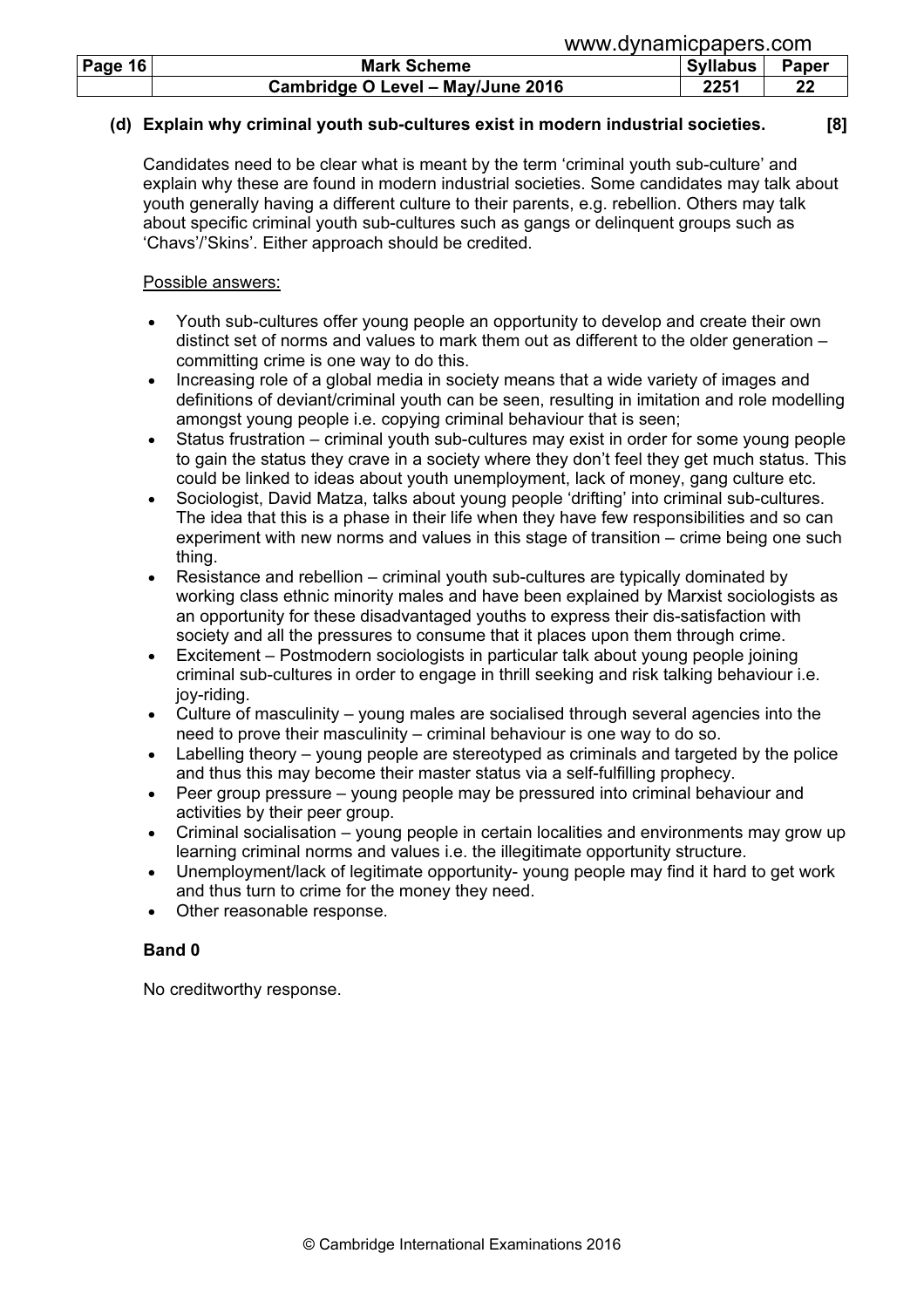**(d) Explain why criminal youth sub-cultures exist in modern industrial societies. [8]**

Candidates need to be clear what is meant by the term 'criminal youth sub-culture' and explain why these are found in modern industrial societies. Some candidates may talk about youth generally having a different culture to their parents, e.g. rebellion. Others may talk about specific criminal youth sub-cultures such as gangs or delinquent groups such as 'Chavs'/'Skins'. Either approach should be credited.

Possible answers:

- Youth sub-cultures offer young people an opportunity to develop and create their own distinct set of norms and values to mark them out as different to the older generation – committing crime is one way to do this.
- Increasing role of a global media in society means that a wide variety of images and definitions of deviant/criminal youth can be seen, resulting in imitation and role modelling amongst young people i.e. copying criminal behaviour that is seen;
- Status frustration – criminal youth sub-cultures may exist in order for some young people to gain the status they crave in a society where they don't feel they get much status. This could be linked to ideas about youth unemployment, lack of money, gang culture etc.
- Sociologist, David Matza, talks about young people 'drifting' into criminal sub-cultures. The idea that this is a phase in their life when they have few responsibilities and so can experiment with new norms and values in this stage of transition – crime being one such thing.
- Resistance and rebellion – criminal youth sub-cultures are typically dominated by working class ethnic minority males and have been explained by Marxist sociologists as an opportunity for these disadvantaged youths to express their dis-satisfaction with society and all the pressures to consume that it places upon them through crime.
- Excitement – Postmodern sociologists in particular talk about young people joining criminal sub-cultures in order to engage in thrill seeking and risk talking behaviour i.e. joy-riding.
- Culture of masculinity – young males are socialised through several agencies into the need to prove their masculinity – criminal behaviour is one way to do so.
- Labelling theory – young people are stereotyped as criminals and targeted by the police and thus this may become their master status via a self-fulfilling prophecy.
- Peer group pressure – young people may be pressured into criminal behaviour and activities by their peer group.
- Criminal socialisation – young people in certain localities and environments may grow up learning criminal norms and values i.e. the illegitimate opportunity structure.
- Unemployment/lack of legitimate opportunity- young people may find it hard to get work and thus turn to crime for the money they need.
- Other reasonable response.

**Band 0**

No creditworthy response.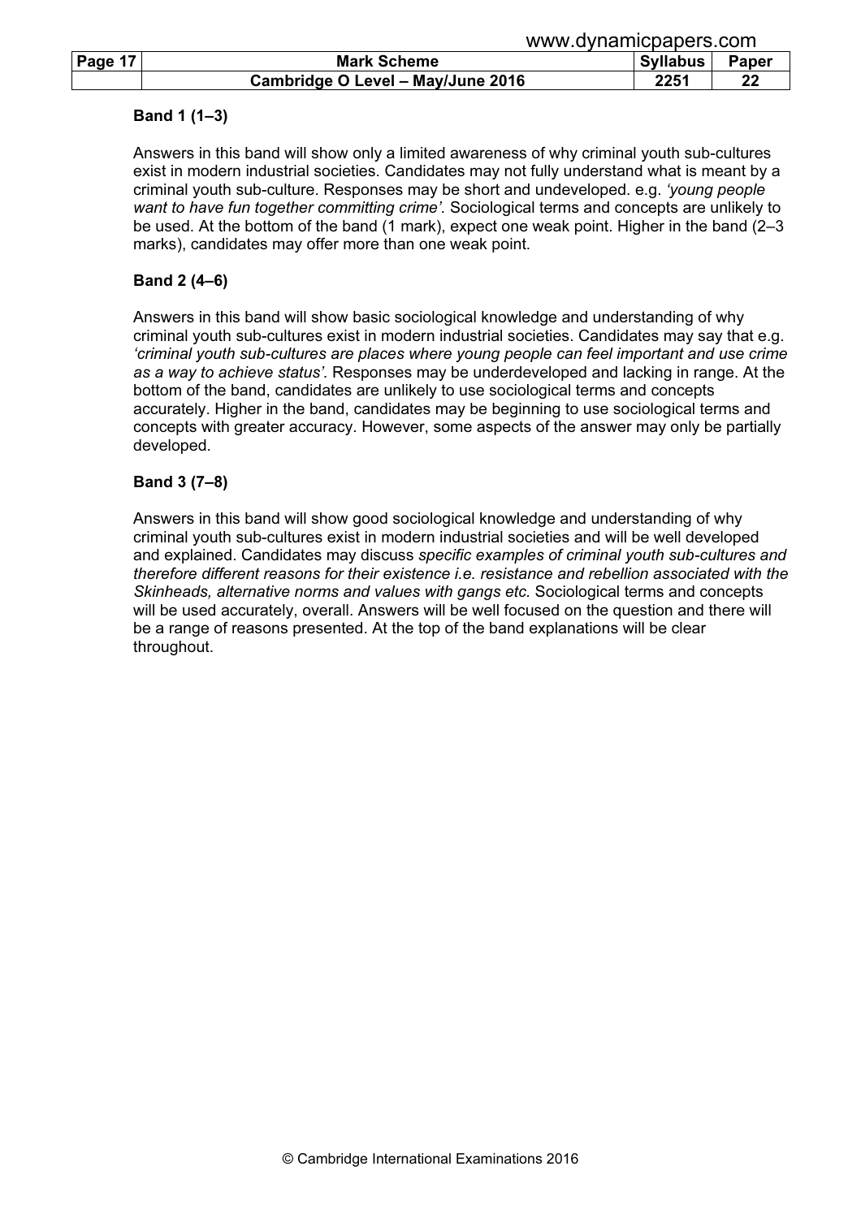**Band 1 (1–3)**

Answers in this band will show only a limited awareness of why criminal youth sub-cultures exist in modern industrial societies. Candidates may not fully understand what is meant by a criminal youth sub-culture. Responses may be short and undeveloped. e.g. *'young people want to have fun together committing crime'.* Sociological terms and concepts are unlikely to be used. At the bottom of the band (1 mark), expect one weak point. Higher in the band (2–3 marks), candidates may offer more than one weak point.

**Band 2 (4–6)**

Answers in this band will show basic sociological knowledge and understanding of why criminal youth sub-cultures exist in modern industrial societies. Candidates may say that e.g. *'criminal youth sub-cultures are places where young people can feel important and use crime as a way to achieve status'.* Responses may be underdeveloped and lacking in range. At the bottom of the band, candidates are unlikely to use sociological terms and concepts accurately. Higher in the band, candidates may be beginning to use sociological terms and concepts with greater accuracy. However, some aspects of the answer may only be partially developed.

**Band 3 (7–8)**

Answers in this band will show good sociological knowledge and understanding of why criminal youth sub-cultures exist in modern industrial societies and will be well developed and explained. Candidates may discuss *specific examples of criminal youth sub-cultures and therefore different reasons for their existence i.e. resistance and rebellion associated with the Skinheads, alternative norms and values with gangs etc.* Sociological terms and concepts will be used accurately, overall. Answers will be well focused on the question and there will be a range of reasons presented. At the top of the band explanations will be clear throughout.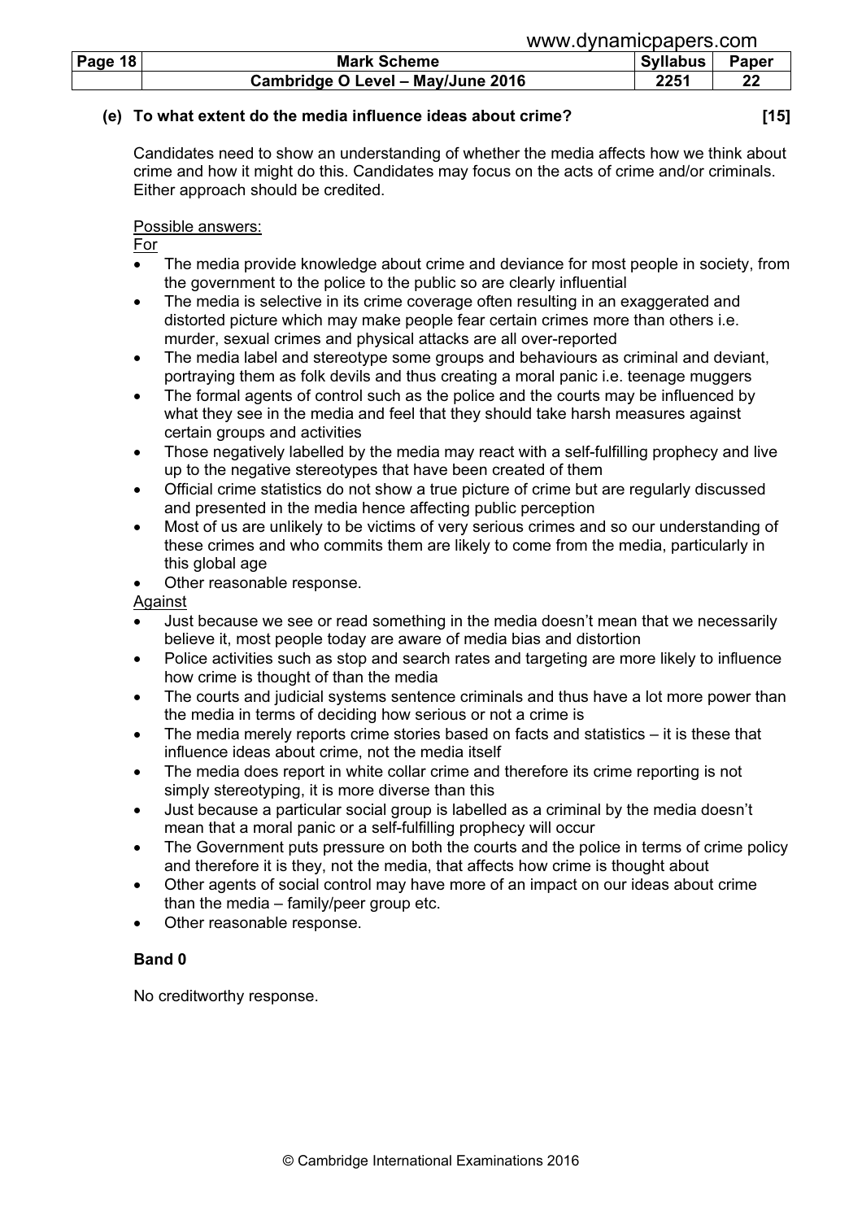**(e) To what extent do the media influence ideas about crime? [15]**

Candidates need to show an understanding of whether the media affects how we think about crime and how it might do this. Candidates may focus on the acts of crime and/or criminals. Either approach should be credited.

Possible answers:

For

- The media provide knowledge about crime and deviance for most people in society, from the government to the police to the public so are clearly influential
- The media is selective in its crime coverage often resulting in an exaggerated and distorted picture which may make people fear certain crimes more than others i.e. murder, sexual crimes and physical attacks are all over-reported
- The media label and stereotype some groups and behaviours as criminal and deviant, portraying them as folk devils and thus creating a moral panic i.e. teenage muggers
- The formal agents of control such as the police and the courts may be influenced by what they see in the media and feel that they should take harsh measures against certain groups and activities
- Those negatively labelled by the media may react with a self-fulfilling prophecy and live up to the negative stereotypes that have been created of them
- Official crime statistics do not show a true picture of crime but are regularly discussed and presented in the media hence affecting public perception
- Most of us are unlikely to be victims of very serious crimes and so our understanding of these crimes and who commits them are likely to come from the media, particularly in this global age
- Other reasonable response.

Against

- Just because we see or read something in the media doesn't mean that we necessarily believe it, most people today are aware of media bias and distortion
- Police activities such as stop and search rates and targeting are more likely to influence how crime is thought of than the media
- The courts and judicial systems sentence criminals and thus have a lot more power than the media in terms of deciding how serious or not a crime is
- The media merely reports crime stories based on facts and statistics – it is these that influence ideas about crime, not the media itself
- The media does report in white collar crime and therefore its crime reporting is not simply stereotyping, it is more diverse than this
- Just because a particular social group is labelled as a criminal by the media doesn't mean that a moral panic or a self-fulfilling prophecy will occur
- The Government puts pressure on both the courts and the police in terms of crime policy and therefore it is they, not the media, that affects how crime is thought about
- Other agents of social control may have more of an impact on our ideas about crime than the media – family/peer group etc.
- Other reasonable response.

**Band 0**

No creditworthy response.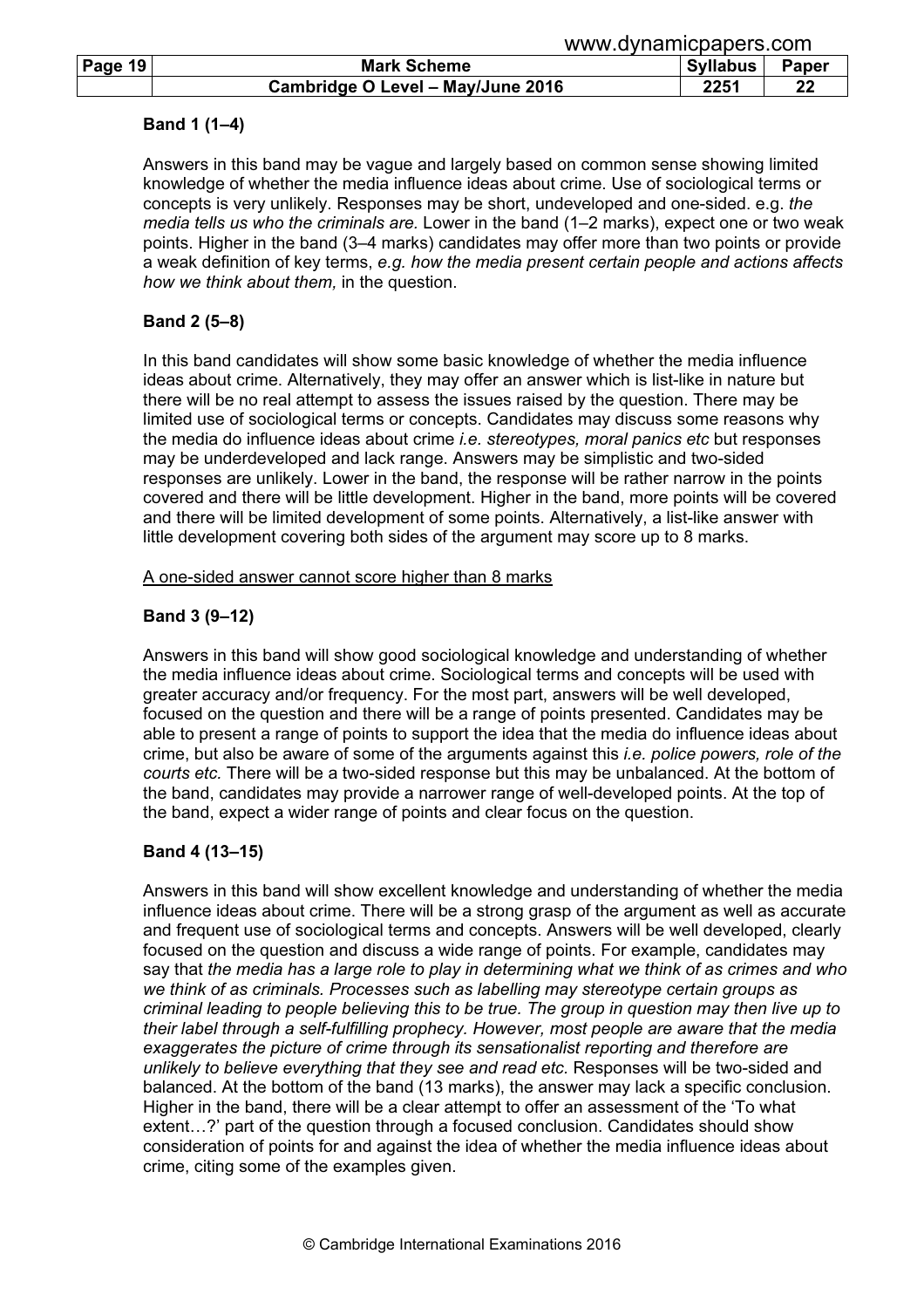**Band 1 (1–4)**

Answers in this band may be vague and largely based on common sense showing limited knowledge of whether the media influence ideas about crime. Use of sociological terms or concepts is very unlikely. Responses may be short, undeveloped and one-sided. e.g. *the media tells us who the criminals are.* Lower in the band (1–2 marks), expect one or two weak points. Higher in the band (3–4 marks) candidates may offer more than two points or provide a weak definition of key terms, *e.g. how the media present certain people and actions affects how we think about them,* in the question.

**Band 2 (5–8)**

In this band candidates will show some basic knowledge of whether the media influence ideas about crime. Alternatively, they may offer an answer which is list-like in nature but there will be no real attempt to assess the issues raised by the question. There may be limited use of sociological terms or concepts. Candidates may discuss some reasons why the media do influence ideas about crime *i.e. stereotypes, moral panics etc* but responses may be underdeveloped and lack range. Answers may be simplistic and two-sided responses are unlikely. Lower in the band, the response will be rather narrow in the points covered and there will be little development. Higher in the band, more points will be covered and there will be limited development of some points. Alternatively, a list-like answer with little development covering both sides of the argument may score up to 8 marks.

<u>A one-sided answer cannot score higher than 8 marks</u>

**Band 3 (9–12)**

Answers in this band will show good sociological knowledge and understanding of whether the media influence ideas about crime. Sociological terms and concepts will be used with greater accuracy and/or frequency. For the most part, answers will be well developed, focused on the question and there will be a range of points presented. Candidates may be able to present a range of points to support the idea that the media do influence ideas about crime, but also be aware of some of the arguments against this *i.e. police powers, role of the courts etc.* There will be a two-sided response but this may be unbalanced. At the bottom of the band, candidates may provide a narrower range of well-developed points. At the top of the band, expect a wider range of points and clear focus on the question.

**Band 4 (13–15)**

Answers in this band will show excellent knowledge and understanding of whether the media influence ideas about crime. There will be a strong grasp of the argument as well as accurate and frequent use of sociological terms and concepts. Answers will be well developed, clearly focused on the question and discuss a wide range of points. For example, candidates may say that *the media has a large role to play in determining what we think of as crimes and who we think of as criminals. Processes such as labelling may stereotype certain groups as criminal leading to people believing this to be true. The group in question may then live up to their label through a self-fulfilling prophecy. However, most people are aware that the media exaggerates the picture of crime through its sensationalist reporting and therefore are unlikely to believe everything that they see and read etc.* Responses will be two-sided and balanced. At the bottom of the band (13 marks), the answer may lack a specific conclusion. Higher in the band, there will be a clear attempt to offer an assessment of the 'To what extent…?' part of the question through a focused conclusion. Candidates should show consideration of points for and against the idea of whether the media influence ideas about crime, citing some of the examples given.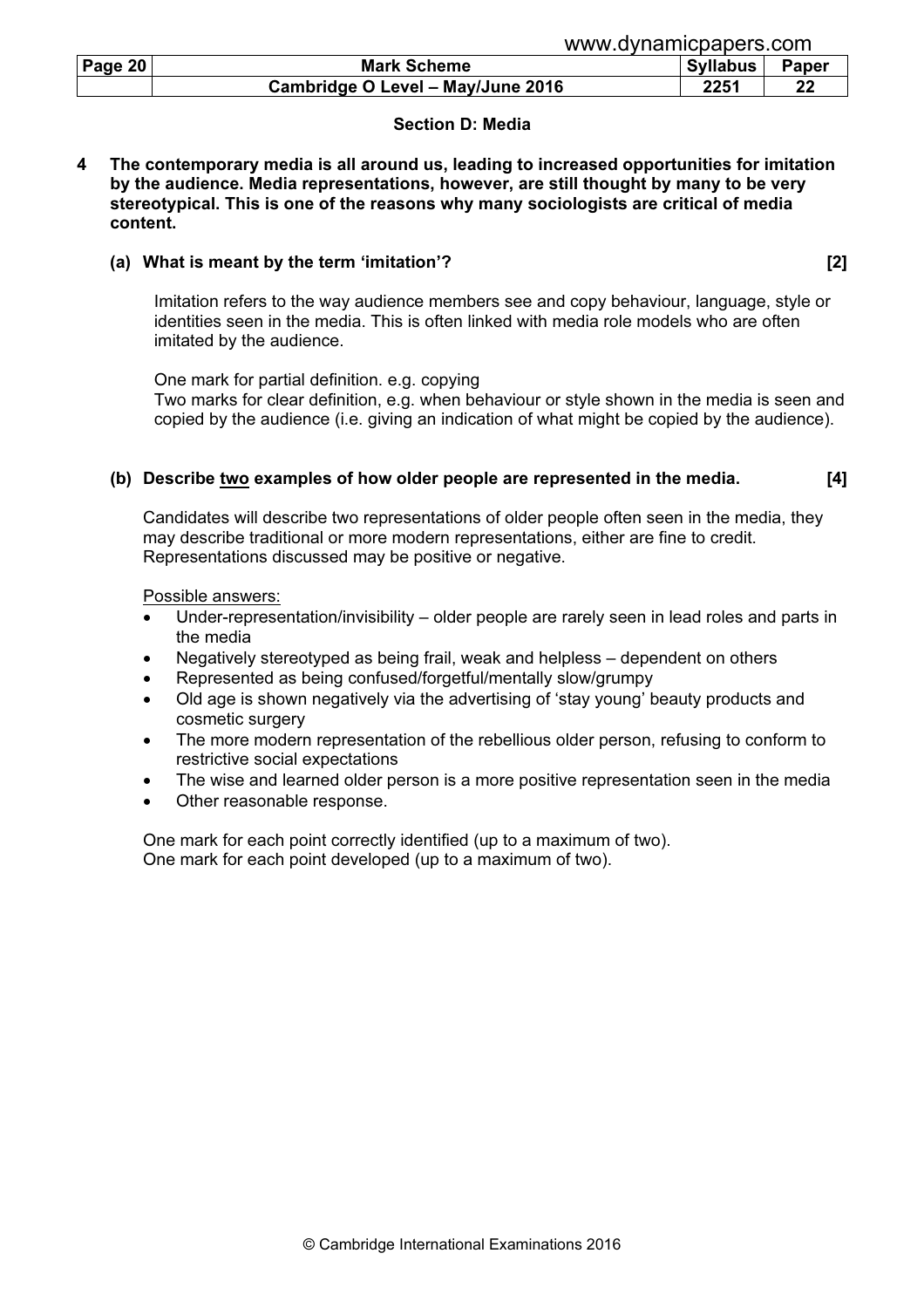## Section D: Media

**4 The contemporary media is all around us, leading to increased opportunities for imitation by the audience. Media representations, however, are still thought by many to be very stereotypical. This is one of the reasons why many sociologists are critical of media content.**

**(a) What is meant by the term 'imitation'? [2]**

Imitation refers to the way audience members see and copy behaviour, language, style or identities seen in the media. This is often linked with media role models who are often imitated by the audience.

One mark for partial definition. e.g. copying
Two marks for clear definition, e.g. when behaviour or style shown in the media is seen and copied by the audience (i.e. giving an indication of what might be copied by the audience).

**(b) Describe <u>two</u> examples of how older people are represented in the media. [4]**

Candidates will describe two representations of older people often seen in the media, they may describe traditional or more modern representations, either are fine to credit. Representations discussed may be positive or negative.

<u>Possible answers:</u>

- Under-representation/invisibility – older people are rarely seen in lead roles and parts in the media
- Negatively stereotyped as being frail, weak and helpless – dependent on others
- Represented as being confused/forgetful/mentally slow/grumpy
- Old age is shown negatively via the advertising of 'stay young' beauty products and cosmetic surgery
- The more modern representation of the rebellious older person, refusing to conform to restrictive social expectations
- The wise and learned older person is a more positive representation seen in the media
- Other reasonable response.

One mark for each point correctly identified (up to a maximum of two).
One mark for each point developed (up to a maximum of two).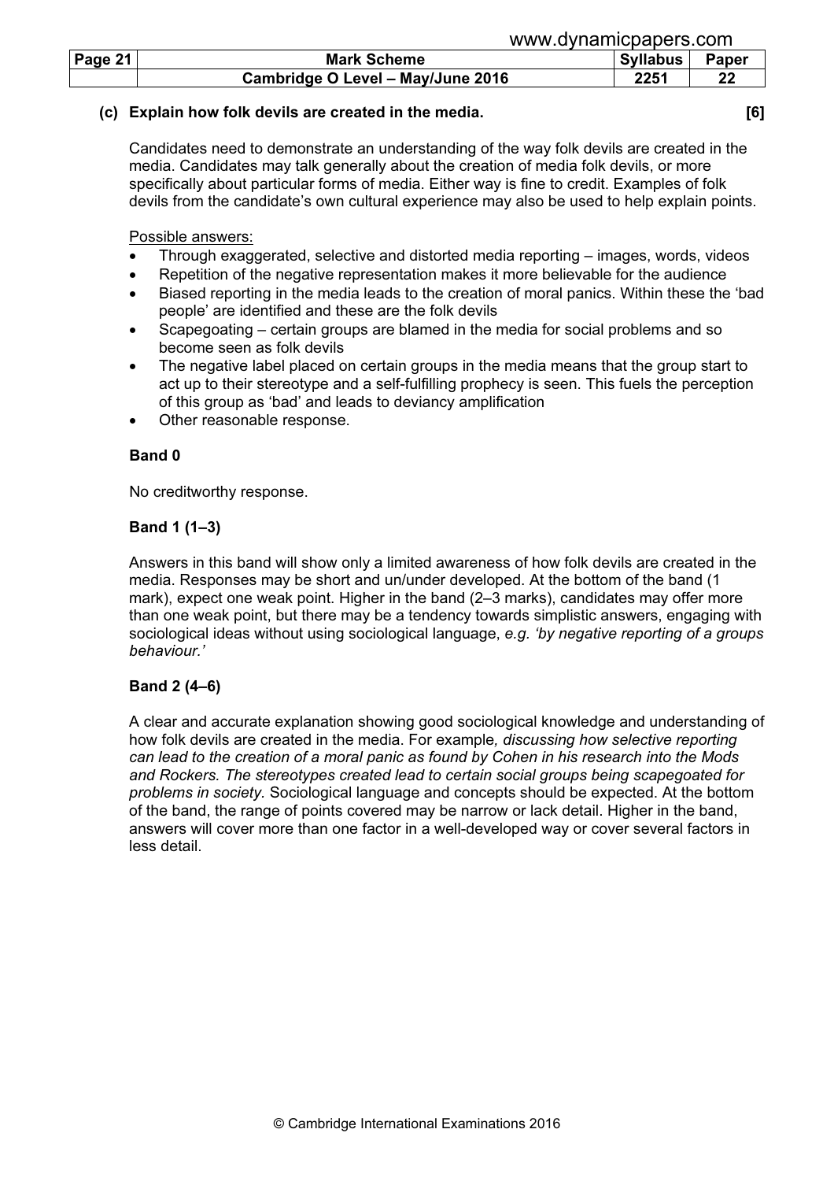**(c) Explain how folk devils are created in the media. [6]**

Candidates need to demonstrate an understanding of the way folk devils are created in the media. Candidates may talk generally about the creation of media folk devils, or more specifically about particular forms of media. Either way is fine to credit. Examples of folk devils from the candidate's own cultural experience may also be used to help explain points.

Possible answers:

- Through exaggerated, selective and distorted media reporting – images, words, videos
- Repetition of the negative representation makes it more believable for the audience
- Biased reporting in the media leads to the creation of moral panics. Within these the 'bad people' are identified and these are the folk devils
- Scapegoating – certain groups are blamed in the media for social problems and so become seen as folk devils
- The negative label placed on certain groups in the media means that the group start to act up to their stereotype and a self-fulfilling prophecy is seen. This fuels the perception of this group as 'bad' and leads to deviancy amplification
- Other reasonable response.

**Band 0**

No creditworthy response.

**Band 1 (1–3)**

Answers in this band will show only a limited awareness of how folk devils are created in the media. Responses may be short and un/under developed. At the bottom of the band (1 mark), expect one weak point. Higher in the band (2–3 marks), candidates may offer more than one weak point, but there may be a tendency towards simplistic answers, engaging with sociological ideas without using sociological language, *e.g. 'by negative reporting of a groups behaviour.'*

**Band 2 (4–6)**

A clear and accurate explanation showing good sociological knowledge and understanding of how folk devils are created in the media. For example*, discussing how selective reporting can lead to the creation of a moral panic as found by Cohen in his research into the Mods and Rockers. The stereotypes created lead to certain social groups being scapegoated for problems in society.* Sociological language and concepts should be expected. At the bottom of the band, the range of points covered may be narrow or lack detail. Higher in the band, answers will cover more than one factor in a well-developed way or cover several factors in less detail.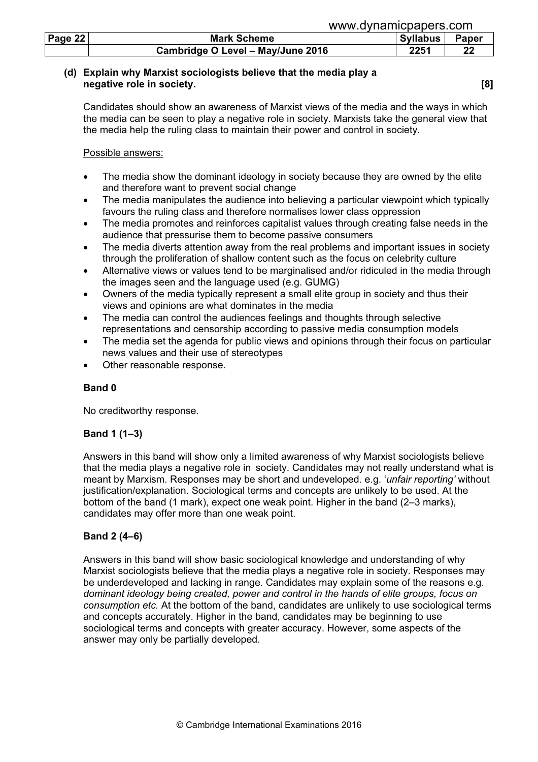**(d) Explain why Marxist sociologists believe that the media play a negative role in society. [8]**

Candidates should show an awareness of Marxist views of the media and the ways in which the media can be seen to play a negative role in society. Marxists take the general view that the media help the ruling class to maintain their power and control in society.

<u>Possible answers:</u>

- The media show the dominant ideology in society because they are owned by the elite and therefore want to prevent social change
- The media manipulates the audience into believing a particular viewpoint which typically favours the ruling class and therefore normalises lower class oppression
- The media promotes and reinforces capitalist values through creating false needs in the audience that pressurise them to become passive consumers
- The media diverts attention away from the real problems and important issues in society through the proliferation of shallow content such as the focus on celebrity culture
- Alternative views or values tend to be marginalised and/or ridiculed in the media through the images seen and the language used (e.g. GUMG)
- Owners of the media typically represent a small elite group in society and thus their views and opinions are what dominates in the media
- The media can control the audiences feelings and thoughts through selective representations and censorship according to passive media consumption models
- The media set the agenda for public views and opinions through their focus on particular news values and their use of stereotypes
- Other reasonable response.

**Band 0**

No creditworthy response.

**Band 1 (1–3)**

Answers in this band will show only a limited awareness of why Marxist sociologists believe that the media plays a negative role in society. Candidates may not really understand what is meant by Marxism. Responses may be short and undeveloped. e.g. '*unfair reporting'* without justification/explanation. Sociological terms and concepts are unlikely to be used. At the bottom of the band (1 mark), expect one weak point. Higher in the band (2–3 marks), candidates may offer more than one weak point.

**Band 2 (4–6)**

Answers in this band will show basic sociological knowledge and understanding of why Marxist sociologists believe that the media plays a negative role in society. Responses may be underdeveloped and lacking in range. Candidates may explain some of the reasons e.g. *dominant ideology being created, power and control in the hands of elite groups, focus on consumption etc.* At the bottom of the band, candidates are unlikely to use sociological terms and concepts accurately. Higher in the band, candidates may be beginning to use sociological terms and concepts with greater accuracy. However, some aspects of the answer may only be partially developed.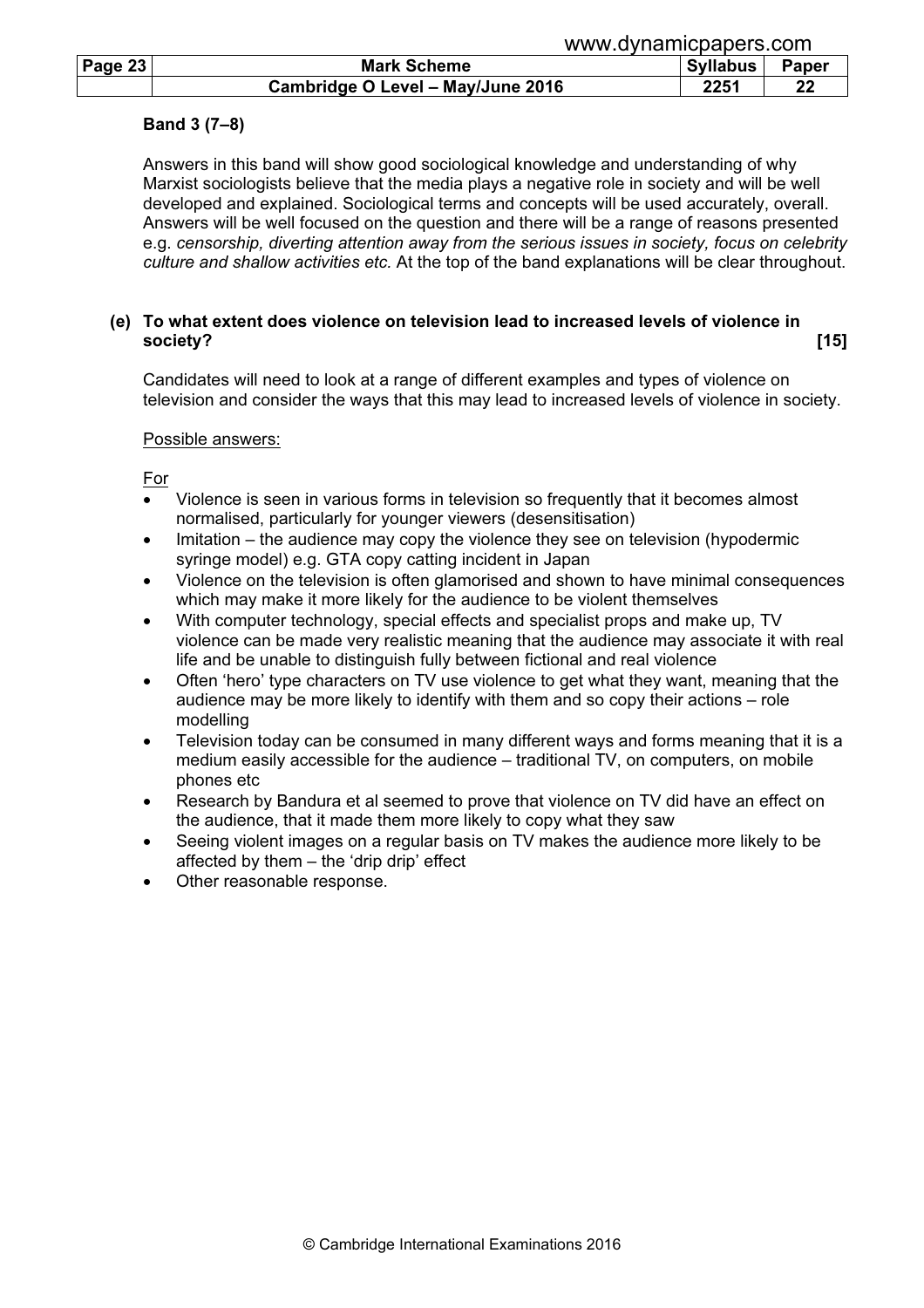**Band 3 (7–8)**

Answers in this band will show good sociological knowledge and understanding of why Marxist sociologists believe that the media plays a negative role in society and will be well developed and explained. Sociological terms and concepts will be used accurately, overall. Answers will be well focused on the question and there will be a range of reasons presented e.g. *censorship, diverting attention away from the serious issues in society, focus on celebrity culture and shallow activities etc.* At the top of the band explanations will be clear throughout.

**(e) To what extent does violence on television lead to increased levels of violence in society? [15]**

Candidates will need to look at a range of different examples and types of violence on television and consider the ways that this may lead to increased levels of violence in society.

Possible answers:

For

- Violence is seen in various forms in television so frequently that it becomes almost normalised, particularly for younger viewers (desensitisation)
- Imitation – the audience may copy the violence they see on television (hypodermic syringe model) e.g. GTA copy catting incident in Japan
- Violence on the television is often glamorised and shown to have minimal consequences which may make it more likely for the audience to be violent themselves
- With computer technology, special effects and specialist props and make up, TV violence can be made very realistic meaning that the audience may associate it with real life and be unable to distinguish fully between fictional and real violence
- Often 'hero' type characters on TV use violence to get what they want, meaning that the audience may be more likely to identify with them and so copy their actions – role modelling
- Television today can be consumed in many different ways and forms meaning that it is a medium easily accessible for the audience – traditional TV, on computers, on mobile phones etc
- Research by Bandura et al seemed to prove that violence on TV did have an effect on the audience, that it made them more likely to copy what they saw
- Seeing violent images on a regular basis on TV makes the audience more likely to be affected by them – the 'drip drip' effect
- Other reasonable response.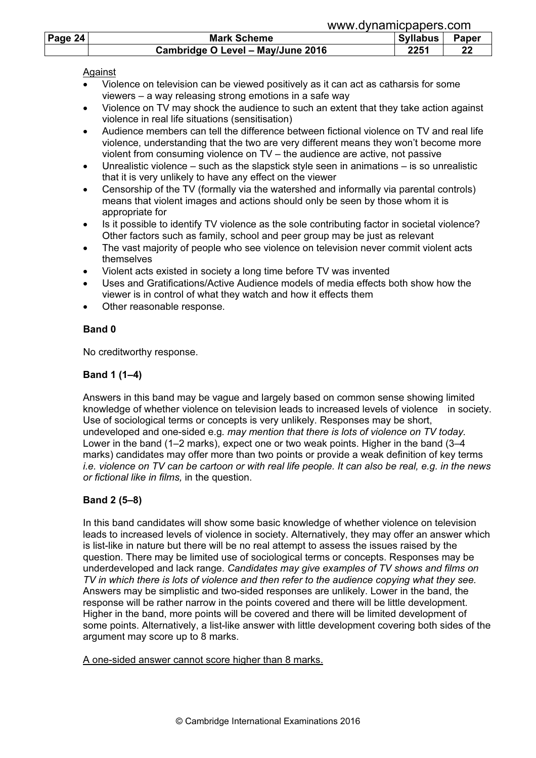Against

- Violence on television can be viewed positively as it can act as catharsis for some viewers – a way releasing strong emotions in a safe way
- Violence on TV may shock the audience to such an extent that they take action against violence in real life situations (sensitisation)
- Audience members can tell the difference between fictional violence on TV and real life violence, understanding that the two are very different means they won't become more violent from consuming violence on TV – the audience are active, not passive
- Unrealistic violence – such as the slapstick style seen in animations – is so unrealistic that it is very unlikely to have any effect on the viewer
- Censorship of the TV (formally via the watershed and informally via parental controls) means that violent images and actions should only be seen by those whom it is appropriate for
- Is it possible to identify TV violence as the sole contributing factor in societal violence? Other factors such as family, school and peer group may be just as relevant
- The vast majority of people who see violence on television never commit violent acts themselves
- Violent acts existed in society a long time before TV was invented
- Uses and Gratifications/Active Audience models of media effects both show how the viewer is in control of what they watch and how it effects them
- Other reasonable response.

**Band 0**

No creditworthy response.

**Band 1 (1–4)**

Answers in this band may be vague and largely based on common sense showing limited knowledge of whether violence on television leads to increased levels of violence in society. Use of sociological terms or concepts is very unlikely. Responses may be short, undeveloped and one-sided e.g. *may mention that there is lots of violence on TV today.* Lower in the band (1–2 marks), expect one or two weak points. Higher in the band (3–4 marks) candidates may offer more than two points or provide a weak definition of key terms *i.e. violence on TV can be cartoon or with real life people. It can also be real, e.g. in the news or fictional like in films,* in the question.

**Band 2 (5–8)**

In this band candidates will show some basic knowledge of whether violence on television leads to increased levels of violence in society. Alternatively, they may offer an answer which is list-like in nature but there will be no real attempt to assess the issues raised by the question. There may be limited use of sociological terms or concepts. Responses may be underdeveloped and lack range. *Candidates may give examples of TV shows and films on TV in which there is lots of violence and then refer to the audience copying what they see.* Answers may be simplistic and two-sided responses are unlikely. Lower in the band, the response will be rather narrow in the points covered and there will be little development. Higher in the band, more points will be covered and there will be limited development of some points. Alternatively, a list-like answer with little development covering both sides of the argument may score up to 8 marks.

A one-sided answer cannot score higher than 8 marks.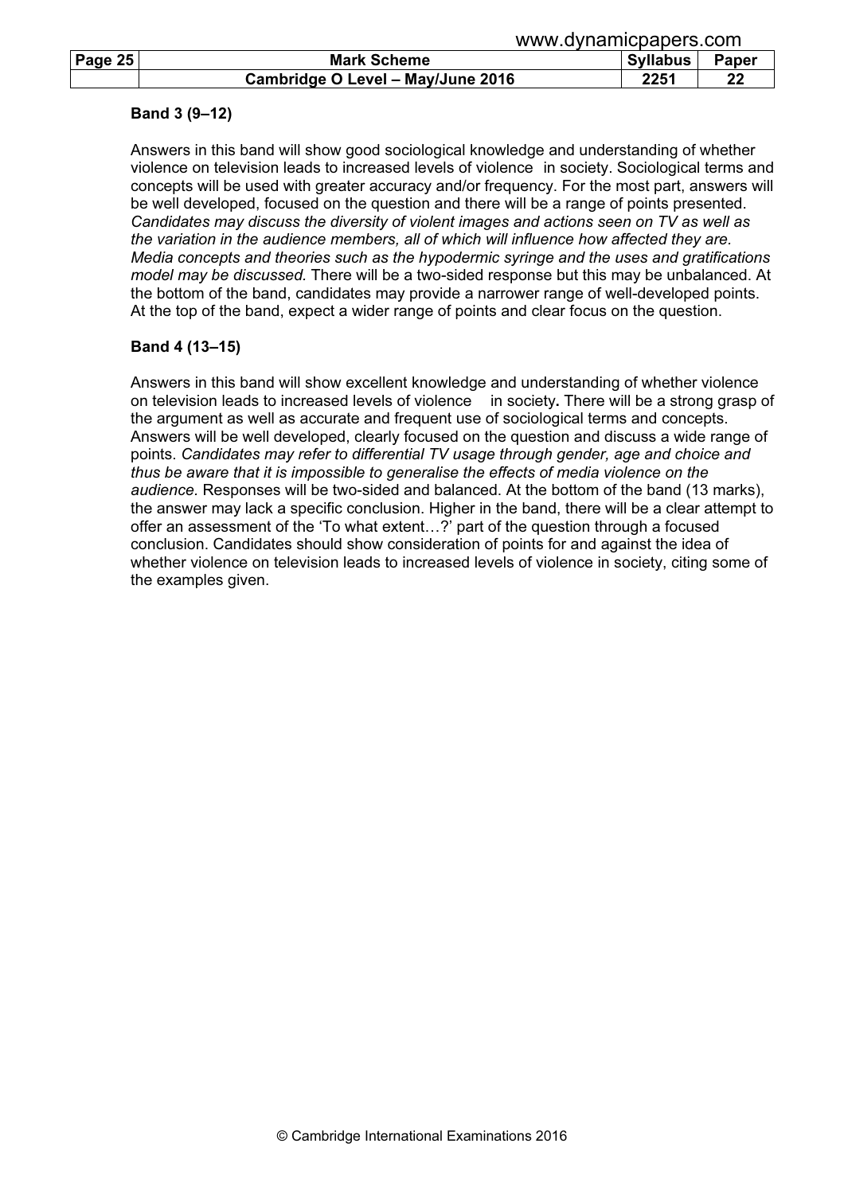**Band 3 (9–12)**

Answers in this band will show good sociological knowledge and understanding of whether violence on television leads to increased levels of violence in society. Sociological terms and concepts will be used with greater accuracy and/or frequency. For the most part, answers will be well developed, focused on the question and there will be a range of points presented. *Candidates may discuss the diversity of violent images and actions seen on TV as well as the variation in the audience members, all of which will influence how affected they are. Media concepts and theories such as the hypodermic syringe and the uses and gratifications model may be discussed.* There will be a two-sided response but this may be unbalanced. At the bottom of the band, candidates may provide a narrower range of well-developed points. At the top of the band, expect a wider range of points and clear focus on the question.

**Band 4 (13–15)**

Answers in this band will show excellent knowledge and understanding of whether violence on television leads to increased levels of violence in society**.** There will be a strong grasp of the argument as well as accurate and frequent use of sociological terms and concepts. Answers will be well developed, clearly focused on the question and discuss a wide range of points. *Candidates may refer to differential TV usage through gender, age and choice and thus be aware that it is impossible to generalise the effects of media violence on the audience.* Responses will be two-sided and balanced. At the bottom of the band (13 marks), the answer may lack a specific conclusion. Higher in the band, there will be a clear attempt to offer an assessment of the 'To what extent…?' part of the question through a focused conclusion. Candidates should show consideration of points for and against the idea of whether violence on television leads to increased levels of violence in society, citing some of the examples given.